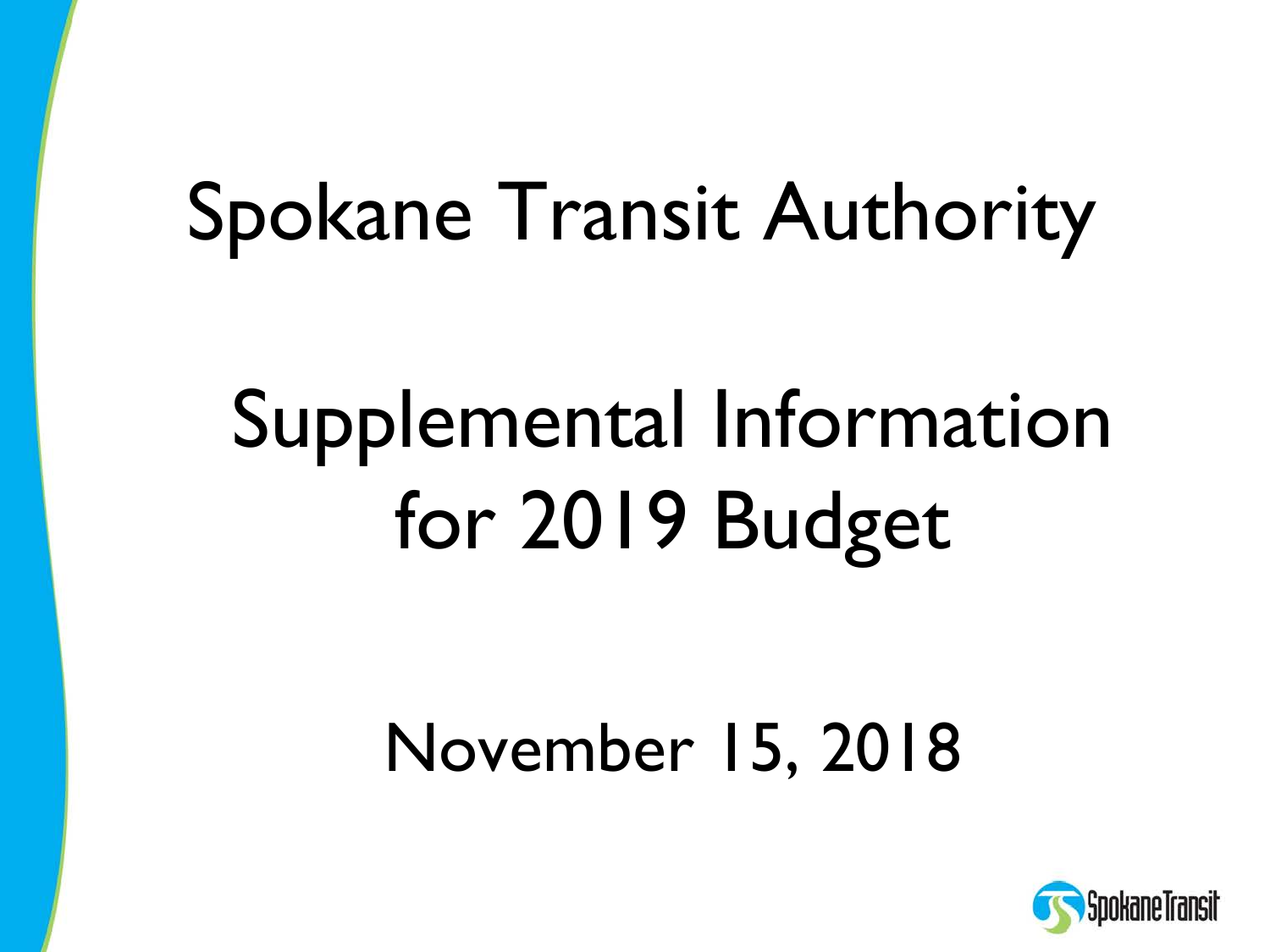# Spokane Transit Authority

## Supplemental Information for 2019 Budget

November 15, 2018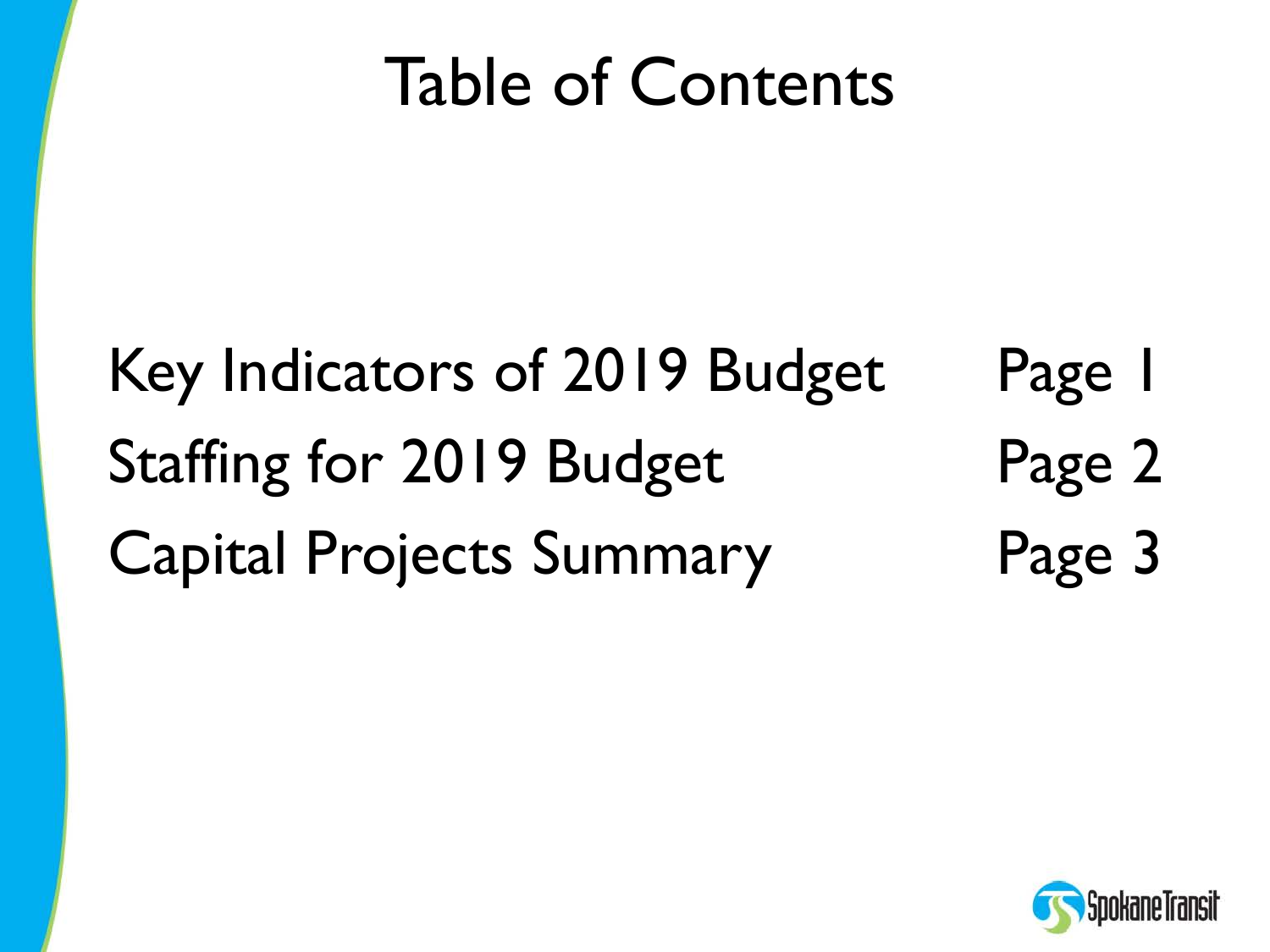# Table of Contents

| | |
|---|---|
| Key Indicators of 2019 Budget | Page 1 |
| Staffing for 2019 Budget | Page 2 |
| Capital Projects Summary | Page 3 |

SpokaneTransit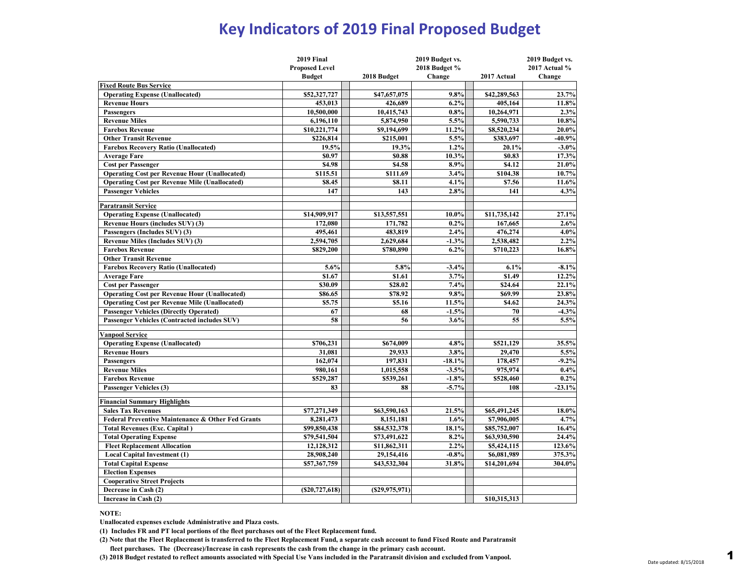# Key Indicators of 2019 Final Proposed Budget

| | 2019 Final Proposed Level Budget | 2018 Budget | 2019 Budget vs. 2018 Budget % Change | 2017 Actual | 2019 Budget vs. 2017 Actual % Change |
|---|---|---|---|---|---|
| **Fixed Route Bus Service** | | | | | |
| Operating Expense (Unallocated) | $52,327,727 | $47,657,075 | 9.8% | $42,289,563 | 23.7% |
| Revenue Hours | 453,013 | 426,689 | 6.2% | 405,164 | 11.8% |
| Passengers | 10,500,000 | 10,415,743 | 0.8% | 10,264,971 | 2.3% |
| Revenue Miles | 6,196,110 | 5,874,950 | 5.5% | 5,590,733 | 10.8% |
| Farebox Revenue | $10,221,774 | $9,194,699 | 11.2% | $8,520,234 | 20.0% |
| Other Transit Revenue | $226,814 | $215,001 | 5.5% | $383,697 | -40.9% |
| Farebox Recovery Ratio (Unallocated) | 19.5% | 19.3% | 1.2% | 20.1% | -3.0% |
| Average Fare | $0.97 | $0.88 | 10.3% | $0.83 | 17.3% |
| Cost per Passenger | $4.98 | $4.58 | 8.9% | $4.12 | 21.0% |
| Operating Cost per Revenue Hour (Unallocated) | $115.51 | $111.69 | 3.4% | $104.38 | 10.7% |
| Operating Cost per Revenue Mile (Unallocated) | $8.45 | $8.11 | 4.1% | $7.56 | 11.6% |
| Passenger Vehicles | 147 | 143 | 2.8% | 141 | 4.3% |
| **Paratransit Service** | | | | | |
| Operating Expense (Unallocated) | $14,909,917 | $13,557,551 | 10.0% | $11,735,142 | 27.1% |
| Revenue Hours (includes SUV) (3) | 172,080 | 171,782 | 0.2% | 167,665 | 2.6% |
| Passengers (Includes SUV) (3) | 495,461 | 483,819 | 2.4% | 476,274 | 4.0% |
| Revenue Miles (Includes SUV) (3) | 2,594,705 | 2,629,684 | -1.3% | 2,538,482 | 2.2% |
| Farebox Revenue | $829,200 | $780,890 | 6.2% | $710,223 | 16.8% |
| Other Transit Revenue | | | | | |
| Farebox Recovery Ratio (Unallocated) | 5.6% | 5.8% | -3.4% | 6.1% | -8.1% |
| Average Fare | $1.67 | $1.61 | 3.7% | $1.49 | 12.2% |
| Cost per Passenger | $30.09 | $28.02 | 7.4% | $24.64 | 22.1% |
| Operating Cost per Revenue Hour (Unallocated) | $86.65 | $78.92 | 9.8% | $69.99 | 23.8% |
| Operating Cost per Revenue Mile (Unallocated) | $5.75 | $5.16 | 11.5% | $4.62 | 24.3% |
| Passenger Vehicles (Directly Operated) | 67 | 68 | -1.5% | 70 | -4.3% |
| Passenger Vehicles (Contracted includes SUV) | 58 | 56 | 3.6% | 55 | 5.5% |
| **Vanpool Service** | | | | | |
| Operating Expense (Unallocated) | $706,231 | $674,009 | 4.8% | $521,129 | 35.5% |
| Revenue Hours | 31,081 | 29,933 | 3.8% | 29,470 | 5.5% |
| Passengers | 162,074 | 197,831 | -18.1% | 178,457 | -9.2% |
| Revenue Miles | 980,161 | 1,015,558 | -3.5% | 975,974 | 0.4% |
| Farebox Revenue | $529,287 | $539,261 | -1.8% | $528,460 | 0.2% |
| Passenger Vehicles (3) | 83 | 88 | -5.7% | 108 | -23.1% |
| **Financial Summary Highlights** | | | | | |
| Sales Tax Revenues | $77,271,349 | $63,590,163 | 21.5% | $65,491,245 | 18.0% |
| Federal Preventive Maintenance & Other Fed Grants | 8,281,473 | 8,151,181 | 1.6% | $7,906,005 | 4.7% |
| Total Revenues (Exc. Capital ) | $99,850,438 | $84,532,378 | 18.1% | $85,752,007 | 16.4% |
| Total Operating Expense | $79,541,504 | $73,491,622 | 8.2% | $63,930,590 | 24.4% |
| Fleet Replacement Allocation | 12,128,312 | $11,862,311 | 2.2% | $5,424,115 | 123.6% |
| Local Capital Investment (1) | 28,908,240 | 29,154,416 | -0.8% | $6,081,989 | 375.3% |
| Total Capital Expense | $57,367,759 | $43,532,304 | 31.8% | $14,201,694 | 304.0% |
| Election Expenses | | | | | |
| Cooperative Street Projects | | | | | |
| Decrease in Cash (2) | ($20,727,618) | ($29,975,971) | | | |
| Increase in Cash (2) | | | | $10,315,313 | |

**NOTE:**

**Unallocated expenses exclude Administrative and Plaza costs.**

**(1) Includes FR and PT local portions of the fleet purchases out of the Fleet Replacement fund.**

**(2) Note that the Fleet Replacement is transferred to the Fleet Replacement Fund, a separate cash account to fund Fixed Route and Paratransit fleet purchases. The (Decrease)/Increase in cash represents the cash from the change in the primary cash account.**

**(3) 2018 Budget restated to reflect amounts associated with Special Use Vans included in the Paratransit division and excluded from Vanpool.**

Date updated: 8/15/2018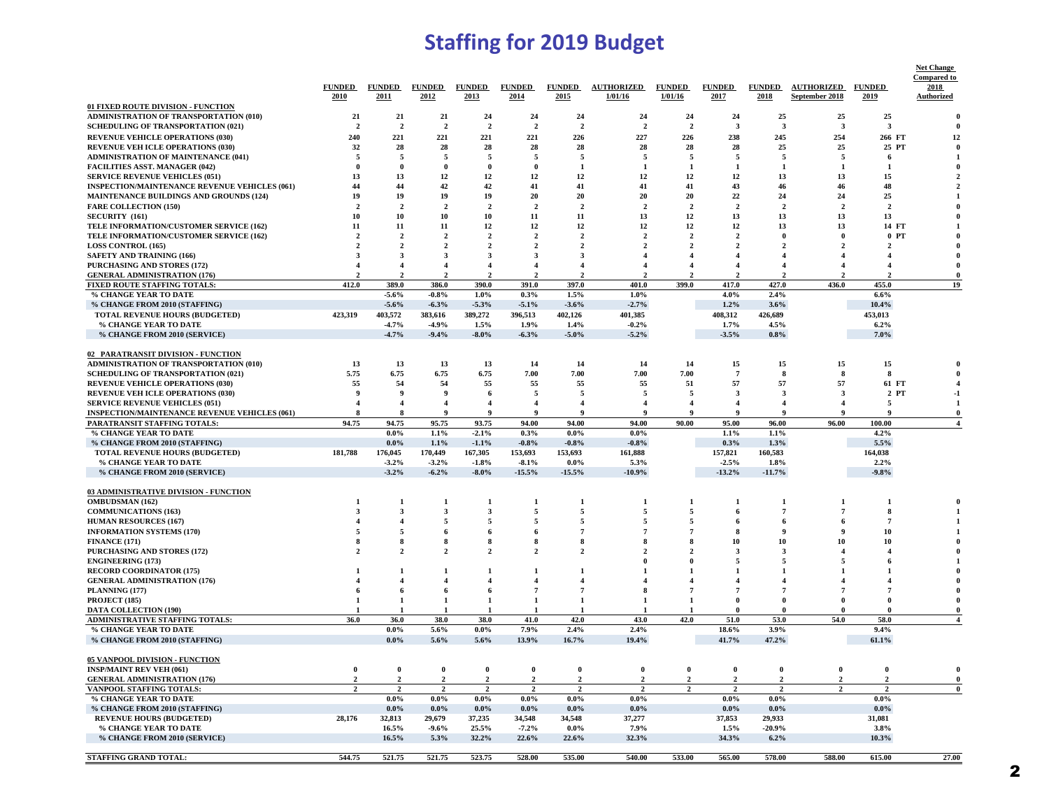# Staffing for 2019 Budget

| | FUNDED 2010 | FUNDED 2011 | FUNDED 2012 | FUNDED 2013 | FUNDED 2014 | FUNDED 2015 | AUTHORIZED 1/01/16 | FUNDED 1/01/16 | FUNDED 2017 | FUNDED 2018 | AUTHORIZED September 2018 | FUNDED 2019 | Net Change Compared to 2018 Authorized |
|---|---|---|---|---|---|---|---|---|---|---|---|---|---|
| **01 FIXED ROUTE DIVISION - FUNCTION** | | | | | | | | | | | | | |
| ADMINISTRATION OF TRANSPORTATION (010) | 21 | 21 | 21 | 24 | 24 | 24 | 24 | 24 | 24 | 25 | 25 | 25 | 0 |
| SCHEDULING OF TRANSPORTATION (021) | 2 | 2 | 2 | 2 | 2 | 2 | 2 | 2 | 3 | 3 | 3 | 3 | 0 |
| REVENUE VEHICLE OPERATIONS (030) | 240 | 221 | 221 | 221 | 221 | 226 | 227 | 226 | 238 | 245 | 254 | 266 FT | 12 |
| REVENUE VEH ICLE OPERATIONS (030) | 32 | 28 | 28 | 28 | 28 | 28 | 28 | 28 | 28 | 25 | 25 | 25 PT | 0 |
| ADMINISTRATION OF MAINTENANCE (041) | 5 | 5 | 5 | 5 | 5 | 5 | 5 | 5 | 5 | 5 | 5 | 6 | 1 |
| FACILITIES ASST. MANAGER (042) | 0 | 0 | 0 | 0 | 0 | 1 | 1 | 1 | 1 | 1 | 1 | 1 | 0 |
| SERVICE REVENUE VEHICLES (051) | 13 | 13 | 12 | 12 | 12 | 12 | 12 | 12 | 12 | 13 | 13 | 15 | 2 |
| INSPECTION/MAINTENANCE REVENUE VEHICLES (061) | 44 | 44 | 42 | 42 | 41 | 41 | 41 | 41 | 43 | 46 | 46 | 48 | 2 |
| MAINTENANCE BUILDINGS AND GROUNDS (124) | 19 | 19 | 19 | 19 | 20 | 20 | 20 | 20 | 22 | 24 | 24 | 25 | 1 |
| FARE COLLECTION (150) | 2 | 2 | 2 | 2 | 2 | 2 | 2 | 2 | 2 | 2 | 2 | 2 | 0 |
| SECURITY (161) | 10 | 10 | 10 | 10 | 11 | 11 | 13 | 12 | 13 | 13 | 13 | 13 | 0 |
| TELE INFORMATION/CUSTOMER SERVICE (162) | 11 | 11 | 11 | 12 | 12 | 12 | 12 | 12 | 12 | 13 | 13 | 14 FT | 1 |
| TELE INFORMATION/CUSTOMER SERVICE (162) | 2 | 2 | 2 | 2 | 2 | 2 | 2 | 2 | 2 | 0 | 0 | 0 PT | 0 |
| LOSS CONTROL (165) | 2 | 2 | 2 | 2 | 2 | 2 | 2 | 2 | 2 | 2 | 2 | 2 | 0 |
| SAFETY AND TRAINING (166) | 3 | 3 | 3 | 3 | 3 | 3 | 4 | 4 | 4 | 4 | 4 | 4 | 0 |
| PURCHASING AND STORES (172) | 4 | 4 | 4 | 4 | 4 | 4 | 4 | 4 | 4 | 4 | 4 | 4 | 0 |
| GENERAL ADMINISTRATION (176) | 2 | 2 | 2 | 2 | 2 | 2 | 2 | 2 | 2 | 2 | 2 | 2 | 0 |
| FIXED ROUTE STAFFING TOTALS: | 412.0 | 389.0 | 386.0 | 390.0 | 391.0 | 397.0 | 401.0 | 399.0 | 417.0 | 427.0 | 436.0 | 455.0 | 19 |
| % CHANGE YEAR TO DATE | | -5.6% | -0.8% | 1.0% | 0.3% | 1.5% | 1.0% | | 4.0% | 2.4% | | 6.6% | |
| % CHANGE FROM 2010 (STAFFING) | | -5.6% | -6.3% | -5.3% | -5.1% | -3.6% | -2.7% | | 1.2% | 3.6% | | 10.4% | |
| TOTAL REVENUE HOURS (BUDGETED) | 423,319 | 403,572 | 383,616 | 389,272 | 396,513 | 402,126 | 401,385 | | 408,312 | 426,689 | | 453,013 | |
| % CHANGE YEAR TO DATE | | -4.7% | -4.9% | 1.5% | 1.9% | 1.4% | -0.2% | | 1.7% | 4.5% | | 6.2% | |
| % CHANGE FROM 2010 (SERVICE) | | -4.7% | -9.4% | -8.0% | -6.3% | -5.0% | -5.2% | | -3.5% | 0.8% | | 7.0% | |
| **02 PARATRANSIT DIVISION - FUNCTION** | | | | | | | | | | | | | |
| ADMINISTRATION OF TRANSPORTATION (010) | 13 | 13 | 13 | 13 | 14 | 14 | 14 | 14 | 15 | 15 | 15 | 15 | 0 |
| SCHEDULING OF TRANSPORTATION (021) | 5.75 | 6.75 | 6.75 | 6.75 | 7.00 | 7.00 | 7.00 | 7.00 | 7 | 8 | 8 | 8 | 0 |
| REVENUE VEHICLE OPERATIONS (030) | 55 | 54 | 54 | 55 | 55 | 55 | 55 | 51 | 57 | 57 | 57 | 61 FT | 4 |
| REVENUE VEH ICLE OPERATIONS (030) | 9 | 9 | 9 | 6 | 5 | 5 | 5 | 5 | 3 | 3 | 3 | 2 PT | -1 |
| SERVICE REVENUE VEHICLES (051) | 4 | 4 | 4 | 4 | 4 | 4 | 4 | 4 | 4 | 4 | 4 | 5 | 1 |
| INSPECTION/MAINTENANCE REVENUE VEHICLES (061) | 8 | 8 | 9 | 9 | 9 | 9 | 9 | 9 | 9 | 9 | 9 | 9 | 0 |
| PARATRANSIT STAFFING TOTALS: | 94.75 | 94.75 | 95.75 | 93.75 | 94.00 | 94.00 | 94.00 | 90.00 | 95.00 | 96.00 | 96.00 | 100.00 | 4 |
| % CHANGE YEAR TO DATE | | 0.0% | 1.1% | -2.1% | 0.3% | 0.0% | 0.0% | | 1.1% | 1.1% | | 4.2% | |
| % CHANGE FROM 2010 (STAFFING) | | 0.0% | 1.1% | -1.1% | -0.8% | -0.8% | -0.8% | | 0.3% | 1.3% | | 5.5% | |
| TOTAL REVENUE HOURS (BUDGETED) | 181,788 | 176,045 | 170,449 | 167,305 | 153,693 | 153,693 | 161,888 | | 157,821 | 160,583 | | 164,038 | |
| % CHANGE YEAR TO DATE | | -3.2% | -3.2% | -1.8% | -8.1% | 0.0% | 5.3% | | -2.5% | 1.8% | | 2.2% | |
| % CHANGE FROM 2010 (SERVICE) | | -3.2% | -6.2% | -8.0% | -15.5% | -15.5% | -10.9% | | -13.2% | -11.7% | | -9.8% | |
| **03 ADMINISTRATIVE DIVISION - FUNCTION** | | | | | | | | | | | | | |
| OMBUDSMAN (162) | 1 | 1 | 1 | 1 | 1 | 1 | 1 | 1 | 1 | 1 | 1 | 1 | 0 |
| COMMUNICATIONS (163) | 3 | 3 | 3 | 3 | 5 | 5 | 5 | 5 | 6 | 7 | 7 | 8 | 1 |
| HUMAN RESOURCES (167) | 4 | 4 | 5 | 5 | 5 | 5 | 5 | 5 | 6 | 6 | 6 | 7 | 1 |
| INFORMATION SYSTEMS (170) | 5 | 5 | 6 | 6 | 6 | 7 | 7 | 7 | 8 | 9 | 9 | 10 | 1 |
| FINANCE (171) | 8 | 8 | 8 | 8 | 8 | 8 | 8 | 8 | 10 | 10 | 10 | 10 | 0 |
| PURCHASING AND STORES (172) | 2 | 2 | 2 | 2 | 2 | 2 | 2 | 2 | 3 | 3 | 4 | 4 | 0 |
| ENGINEERING (173) | | | | | | | 0 | 0 | 5 | 5 | 5 | 6 | 1 |
| RECORD COORDINATOR (175) | 1 | 1 | 1 | 1 | 1 | 1 | 1 | 1 | 1 | 1 | 1 | 1 | 0 |
| GENERAL ADMINISTRATION (176) | 4 | 4 | 4 | 4 | 4 | 4 | 4 | 4 | 4 | 4 | 4 | 4 | 0 |
| PLANNING (177) | 6 | 6 | 6 | 6 | 7 | 7 | 8 | 7 | 7 | 7 | 7 | 7 | 0 |
| PROJECT (185) | 1 | 1 | 1 | 1 | 1 | 1 | 1 | 1 | 0 | 0 | 0 | 0 | 0 |
| DATA COLLECTION (190) | 1 | 1 | 1 | 1 | 1 | 1 | 1 | 1 | 0 | 0 | 0 | 0 | 0 |
| ADMINISTRATIVE STAFFING TOTALS: | 36.0 | 36.0 | 38.0 | 38.0 | 41.0 | 42.0 | 43.0 | 42.0 | 51.0 | 53.0 | 54.0 | 58.0 | 4 |
| % CHANGE YEAR TO DATE | | 0.0% | 5.6% | 0.0% | 7.9% | 2.4% | 2.4% | | 18.6% | 3.9% | | 9.4% | |
| % CHANGE FROM 2010 (STAFFING) | | 0.0% | 5.6% | 5.6% | 13.9% | 16.7% | 19.4% | | 41.7% | 47.2% | | 61.1% | |
| **05 VANPOOL DIVISION - FUNCTION** | | | | | | | | | | | | | |
| INSP/MAINT REV VEH (061) | 0 | 0 | 0 | 0 | 0 | 0 | 0 | 0 | 0 | 0 | 0 | 0 | 0 |
| GENERAL ADMINISTRATION (176) | 2 | 2 | 2 | 2 | 2 | 2 | 2 | 2 | 2 | 2 | 2 | 2 | 0 |
| VANPOOL STAFFING TOTALS: | 2 | 2 | 2 | 2 | 2 | 2 | 2 | 2 | 2 | 2 | 2 | 2 | 0 |
| % CHANGE YEAR TO DATE | | 0.0% | 0.0% | 0.0% | 0.0% | 0.0% | 0.0% | | 0.0% | 0.0% | | 0.0% | |
| % CHANGE FROM 2010 (STAFFING) | | 0.0% | 0.0% | 0.0% | 0.0% | 0.0% | 0.0% | | 0.0% | 0.0% | | 0.0% | |
| REVENUE HOURS (BUDGETED) | 28,176 | 32,813 | 29,679 | 37,235 | 34,548 | 34,548 | 37,277 | | 37,853 | 29,933 | | 31,081 | |
| % CHANGE YEAR TO DATE | | 16.5% | -9.6% | 25.5% | -7.2% | 0.0% | 7.9% | | 1.5% | -20.9% | | 3.8% | |
| % CHANGE FROM 2010 (SERVICE) | | 16.5% | 5.3% | 32.2% | 22.6% | 22.6% | 32.3% | | 34.3% | 6.2% | | 10.3% | |
| **STAFFING GRAND TOTAL:** | 544.75 | 521.75 | 521.75 | 523.75 | 528.00 | 535.00 | 540.00 | 533.00 | 565.00 | 578.00 | 588.00 | 615.00 | 27.00 |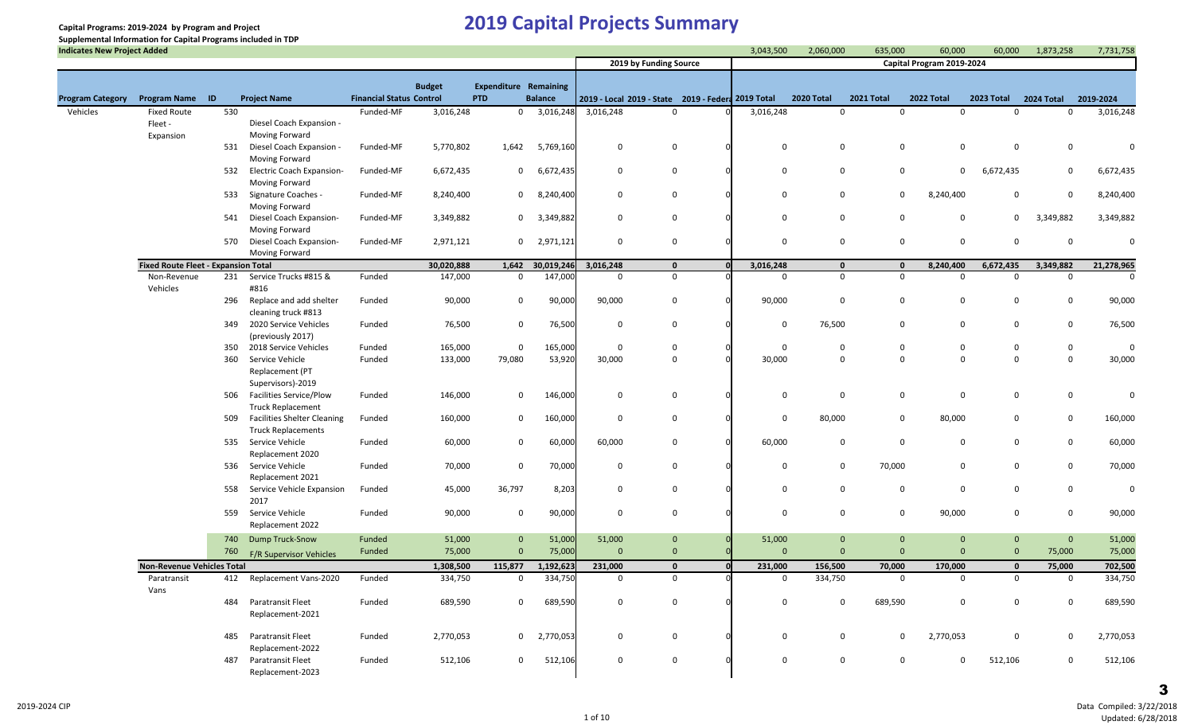**Capital Programs: 2019-2024 by Program and Project**

**Supplemental Information for Capital Programs included in TDP**

**Indicates New Project Added**

# 2019 Capital Projects Summary

| | | | | | | | | 2019 by Funding Source | | | Capital Program 2019-2024 | | | | | | |
|---|---|---|---|---|---|---|---|---|---|---|---|---|---|---|---|---|---|
| | | | | | | | | | | | 3,043,500 | 2,060,000 | 635,000 | 60,000 | 60,000 | 1,873,258 | 7,731,758 |
| **Program Category** | **Program Name** | **ID** | **Project Name** | **Financial Status** | **Budget Control** | **Expenditure PTD** | **Remaining Balance** | **2019 - Local** | **2019 - State** | **2019 - Federal** | **2019 Total** | **2020 Total** | **2021 Total** | **2022 Total** | **2023 Total** | **2024 Total** | **2019-2024** |
| Vehicles | Fixed Route Fleet - Expansion | 530 | Diesel Coach Expansion - Moving Forward | Funded-MF | 3,016,248 | 0 | 3,016,248 | 3,016,248 | 0 | 0 | 3,016,248 | 0 | 0 | 0 | 0 | 0 | 3,016,248 |
| | | 531 | Diesel Coach Expansion - Moving Forward | Funded-MF | 5,770,802 | 1,642 | 5,769,160 | 0 | 0 | 0 | 0 | 0 | 0 | 0 | 0 | 0 | 0 |
| | | 532 | Electric Coach Expansion-Moving Forward | Funded-MF | 6,672,435 | 0 | 6,672,435 | 0 | 0 | 0 | 0 | 0 | 0 | 0 | 6,672,435 | 0 | 6,672,435 |
| | | 533 | Signature Coaches - Moving Forward | Funded-MF | 8,240,400 | 0 | 8,240,400 | 0 | 0 | 0 | 0 | 0 | 0 | 8,240,400 | 0 | 0 | 8,240,400 |
| | | 541 | Diesel Coach Expansion-Moving Forward | Funded-MF | 3,349,882 | 0 | 3,349,882 | 0 | 0 | 0 | 0 | 0 | 0 | 0 | 0 | 3,349,882 | 3,349,882 |
| | | 570 | Diesel Coach Expansion-Moving Forward | Funded-MF | 2,971,121 | 0 | 2,971,121 | 0 | 0 | 0 | 0 | 0 | 0 | 0 | 0 | 0 | 0 |
| | **Fixed Route Fleet - Expansion Total** | | | | **30,020,888** | **1,642** | **30,019,246** | **3,016,248** | **0** | **0** | **3,016,248** | **0** | **0** | **8,240,400** | **6,672,435** | **3,349,882** | **21,278,965** |
| | Non-Revenue Vehicles | 231 | Service Trucks #815 & #816 | Funded | 147,000 | 0 | 147,000 | 0 | 0 | 0 | 0 | 0 | 0 | 0 | 0 | 0 | 0 |
| | | 296 | Replace and add shelter cleaning truck #813 | Funded | 90,000 | 0 | 90,000 | 90,000 | 0 | 0 | 90,000 | 0 | 0 | 0 | 0 | 0 | 90,000 |
| | | 349 | 2020 Service Vehicles (previously 2017) | Funded | 76,500 | 0 | 76,500 | 0 | 0 | 0 | 0 | 76,500 | 0 | 0 | 0 | 0 | 76,500 |
| | | 350 | 2018 Service Vehicles | Funded | 165,000 | 0 | 165,000 | 0 | 0 | 0 | 0 | 0 | 0 | 0 | 0 | 0 | 0 |
| | | 360 | Service Vehicle Replacement (PT Supervisors)-2019 | Funded | 133,000 | 79,080 | 53,920 | 30,000 | 0 | 0 | 30,000 | 0 | 0 | 0 | 0 | 0 | 30,000 |
| | | 506 | Facilities Service/Plow Truck Replacement | Funded | 146,000 | 0 | 146,000 | 0 | 0 | 0 | 0 | 0 | 0 | 0 | 0 | 0 | 0 |
| | | 509 | Facilities Shelter Cleaning Truck Replacements | Funded | 160,000 | 0 | 160,000 | 0 | 0 | 0 | 0 | 80,000 | 0 | 80,000 | 0 | 0 | 160,000 |
| | | 535 | Service Vehicle Replacement 2020 | Funded | 60,000 | 0 | 60,000 | 60,000 | 0 | 0 | 60,000 | 0 | 0 | 0 | 0 | 0 | 60,000 |
| | | 536 | Service Vehicle Replacement 2021 | Funded | 70,000 | 0 | 70,000 | 0 | 0 | 0 | 0 | 0 | 70,000 | 0 | 0 | 0 | 70,000 |
| | | 558 | Service Vehicle Expansion 2017 | Funded | 45,000 | 36,797 | 8,203 | 0 | 0 | 0 | 0 | 0 | 0 | 0 | 0 | 0 | 0 |
| | | 559 | Service Vehicle Replacement 2022 | Funded | 90,000 | 0 | 90,000 | 0 | 0 | 0 | 0 | 0 | 0 | 90,000 | 0 | 0 | 90,000 |
| | | 740 | Dump Truck-Snow | Funded | 51,000 | 0 | 51,000 | 51,000 | 0 | 0 | 51,000 | 0 | 0 | 0 | 0 | 0 | 51,000 |
| | | 760 | F/R Supervisor Vehicles | Funded | 75,000 | 0 | 75,000 | 0 | 0 | 0 | 0 | 0 | 0 | 0 | 0 | 75,000 | 75,000 |
| | **Non-Revenue Vehicles Total** | | | | **1,308,500** | **115,877** | **1,192,623** | **231,000** | **0** | **0** | **231,000** | **156,500** | **70,000** | **170,000** | **0** | **75,000** | **702,500** |
| | Paratransit Vans | 412 | Replacement Vans-2020 | Funded | 334,750 | 0 | 334,750 | 0 | 0 | 0 | 0 | 334,750 | 0 | 0 | 0 | 0 | 334,750 |
| | | 484 | Paratransit Fleet Replacement-2021 | Funded | 689,590 | 0 | 689,590 | 0 | 0 | 0 | 0 | 0 | 689,590 | 0 | 0 | 0 | 689,590 |
| | | 485 | Paratransit Fleet Replacement-2022 | Funded | 2,770,053 | 0 | 2,770,053 | 0 | 0 | 0 | 0 | 0 | 0 | 2,770,053 | 0 | 0 | 2,770,053 |
| | | 487 | Paratransit Fleet Replacement-2023 | Funded | 512,106 | 0 | 512,106 | 0 | 0 | 0 | 0 | 0 | 0 | 0 | 512,106 | 0 | 512,106 |

2019-2024 CIP

Data Compiled: 3/22/2018
Updated: 6/28/2018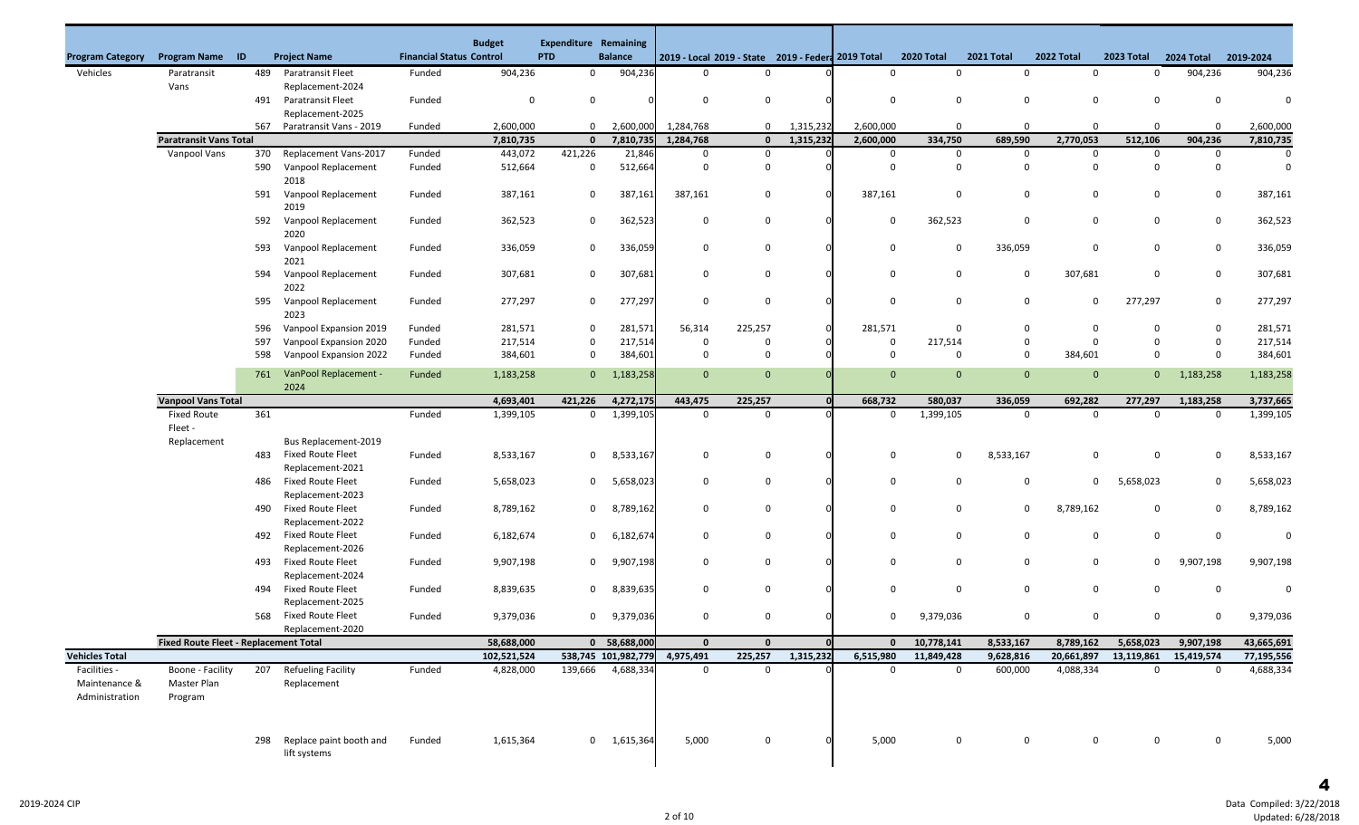| Program Category | Program Name | ID | Project Name | Financial Status | Budget Control | Expenditure PTD | Remaining Balance | 2019 - Local | 2019 - State | 2019 - Federal | 2019 Total | 2020 Total | 2021 Total | 2022 Total | 2023 Total | 2024 Total | 2019-2024 |
|---|---|---|---|---|---|---|---|---|---|---|---|---|---|---|---|---|---|
| Vehicles | Paratransit Vans | 489 | Paratransit Fleet Replacement-2024 | Funded | 904,236 | 0 | 904,236 | 0 | 0 | 0 | 0 | 0 | 0 | 0 | 0 | 904,236 | 904,236 |
| | | 491 | Paratransit Fleet Replacement-2025 | Funded | 0 | 0 | 0 | 0 | 0 | 0 | 0 | 0 | 0 | 0 | 0 | 0 | 0 |
| | | 567 | Paratransit Vans - 2019 | Funded | 2,600,000 | 0 | 2,600,000 | 1,284,768 | 0 | 1,315,232 | 2,600,000 | 0 | 0 | 0 | 0 | 0 | 2,600,000 |
| | **Paratransit Vans Total** | | | | **7,810,735** | **0** | **7,810,735** | **1,284,768** | **0** | **1,315,232** | **2,600,000** | **334,750** | **689,590** | **2,770,053** | **512,106** | **904,236** | **7,810,735** |
| | Vanpool Vans | 370 | Replacement Vans-2017 | Funded | 443,072 | 421,226 | 21,846 | 0 | 0 | 0 | 0 | 0 | 0 | 0 | 0 | 0 | 0 |
| | | 590 | Vanpool Replacement 2018 | Funded | 512,664 | 0 | 512,664 | 0 | 0 | 0 | 0 | 0 | 0 | 0 | 0 | 0 | 0 |
| | | 591 | Vanpool Replacement 2019 | Funded | 387,161 | 0 | 387,161 | 387,161 | 0 | 0 | 387,161 | 0 | 0 | 0 | 0 | 0 | 387,161 |
| | | 592 | Vanpool Replacement 2020 | Funded | 362,523 | 0 | 362,523 | 0 | 0 | 0 | 0 | 362,523 | 0 | 0 | 0 | 0 | 362,523 |
| | | 593 | Vanpool Replacement 2021 | Funded | 336,059 | 0 | 336,059 | 0 | 0 | 0 | 0 | 0 | 336,059 | 0 | 0 | 0 | 336,059 |
| | | 594 | Vanpool Replacement 2022 | Funded | 307,681 | 0 | 307,681 | 0 | 0 | 0 | 0 | 0 | 0 | 307,681 | 0 | 0 | 307,681 |
| | | 595 | Vanpool Replacement 2023 | Funded | 277,297 | 0 | 277,297 | 0 | 0 | 0 | 0 | 0 | 0 | 0 | 277,297 | 0 | 277,297 |
| | | 596 | Vanpool Expansion 2019 | Funded | 281,571 | 0 | 281,571 | 56,314 | 225,257 | 0 | 281,571 | 0 | 0 | 0 | 0 | 0 | 281,571 |
| | | 597 | Vanpool Expansion 2020 | Funded | 217,514 | 0 | 217,514 | 0 | 0 | 0 | 0 | 217,514 | 0 | 0 | 0 | 0 | 217,514 |
| | | 598 | Vanpool Expansion 2022 | Funded | 384,601 | 0 | 384,601 | 0 | 0 | 0 | 0 | 0 | 0 | 384,601 | 0 | 0 | 384,601 |
| | | 761 | VanPool Replacement - 2024 | Funded | 1,183,258 | 0 | 1,183,258 | 0 | 0 | 0 | 0 | 0 | 0 | 0 | 0 | 1,183,258 | 1,183,258 |
| | **Vanpool Vans Total** | | | | **4,693,401** | **421,226** | **4,272,175** | **443,475** | **225,257** | **0** | **668,732** | **580,037** | **336,059** | **692,282** | **277,297** | **1,183,258** | **3,737,665** |
| | Fixed Route Fleet - Replacement | 361 | Bus Replacement-2019 | Funded | 1,399,105 | 0 | 1,399,105 | 0 | 0 | 0 | 0 | 1,399,105 | 0 | 0 | 0 | 0 | 1,399,105 |
| | | 483 | Fixed Route Fleet Replacement-2021 | Funded | 8,533,167 | 0 | 8,533,167 | 0 | 0 | 0 | 0 | 0 | 8,533,167 | 0 | 0 | 0 | 8,533,167 |
| | | 486 | Fixed Route Fleet Replacement-2023 | Funded | 5,658,023 | 0 | 5,658,023 | 0 | 0 | 0 | 0 | 0 | 0 | 0 | 5,658,023 | 0 | 5,658,023 |
| | | 490 | Fixed Route Fleet Replacement-2022 | Funded | 8,789,162 | 0 | 8,789,162 | 0 | 0 | 0 | 0 | 0 | 0 | 8,789,162 | 0 | 0 | 8,789,162 |
| | | 492 | Fixed Route Fleet Replacement-2026 | Funded | 6,182,674 | 0 | 6,182,674 | 0 | 0 | 0 | 0 | 0 | 0 | 0 | 0 | 0 | 0 |
| | | 493 | Fixed Route Fleet Replacement-2024 | Funded | 9,907,198 | 0 | 9,907,198 | 0 | 0 | 0 | 0 | 0 | 0 | 0 | 0 | 9,907,198 | 9,907,198 |
| | | 494 | Fixed Route Fleet Replacement-2025 | Funded | 8,839,635 | 0 | 8,839,635 | 0 | 0 | 0 | 0 | 0 | 0 | 0 | 0 | 0 | 0 |
| | | 568 | Fixed Route Fleet Replacement-2020 | Funded | 9,379,036 | 0 | 9,379,036 | 0 | 0 | 0 | 0 | 9,379,036 | 0 | 0 | 0 | 0 | 9,379,036 |
| | **Fixed Route Fleet - Replacement Total** | | | | **58,688,000** | **0** | **58,688,000** | **0** | **0** | **0** | **0** | **10,778,141** | **8,533,167** | **8,789,162** | **5,658,023** | **9,907,198** | **43,665,691** |
| **Vehicles Total** | | | | | **102,521,524** | **538,745** | **101,982,779** | **4,975,491** | **225,257** | **1,315,232** | **6,515,980** | **11,849,428** | **9,628,816** | **20,661,897** | **13,119,861** | **15,419,574** | **77,195,556** |
| Facilities - Maintenance & Administration | Boone - Facility Master Plan Program | 207 | Refueling Facility Replacement | Funded | 4,828,000 | 139,666 | 4,688,334 | 0 | 0 | 0 | 0 | 0 | 600,000 | 4,088,334 | 0 | 0 | 4,688,334 |
| | | 298 | Replace paint booth and lift systems | Funded | 1,615,364 | 0 | 1,615,364 | 5,000 | 0 | 0 | 5,000 | 0 | 0 | 0 | 0 | 0 | 5,000 |

2019-2024 CIP

Data Compiled: 3/22/2018
Updated: 6/28/2018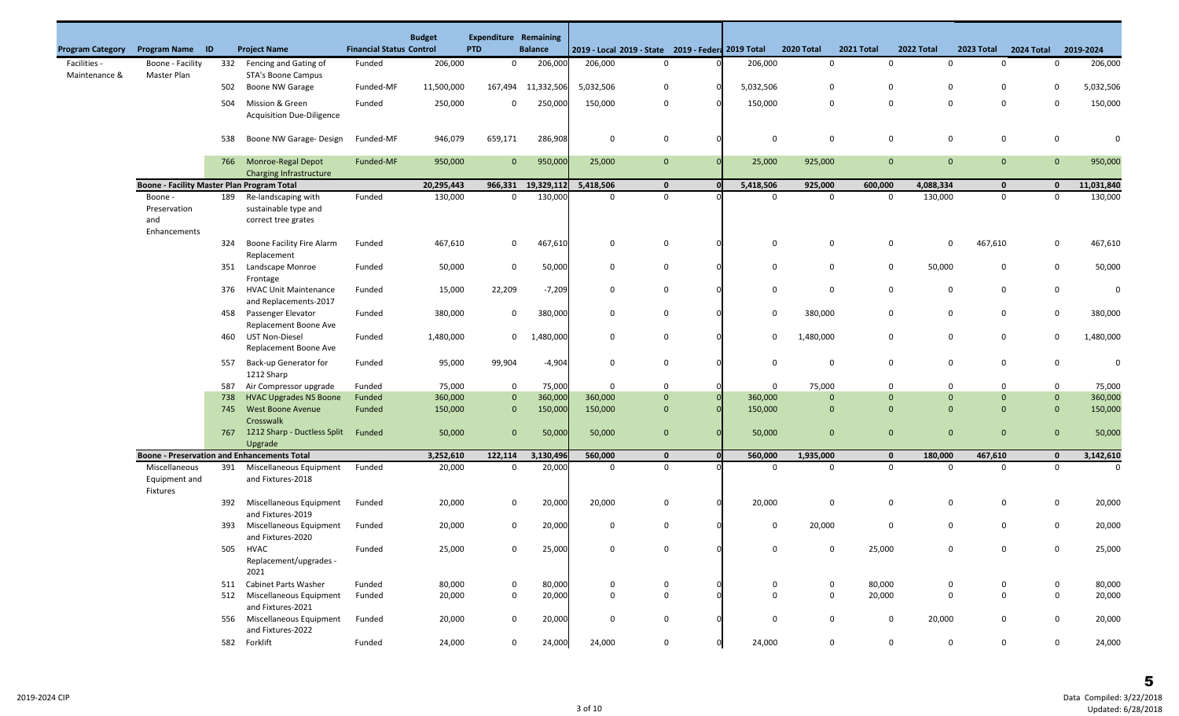| Program Category | Program Name | ID | Project Name | Financial Status Control | Budget | Expenditure PTD | Remaining Balance | 2019 - Local | 2019 - State | 2019 - Federal | 2019 Total | 2020 Total | 2021 Total | 2022 Total | 2023 Total | 2024 Total | 2019-2024 |
|---|---|---|---|---|---|---|---|---|---|---|---|---|---|---|---|---|---|
| Facilities - Maintenance & | Boone - Facility Master Plan | 332 | Fencing and Gating of STA's Boone Campus | Funded | 206,000 | 0 | 206,000 | 206,000 | 0 | 0 | 206,000 | 0 | 0 | 0 | 0 | 0 | 206,000 |
| | | 502 | Boone NW Garage | Funded-MF | 11,500,000 | 167,494 | 11,332,506 | 5,032,506 | 0 | 0 | 5,032,506 | 0 | 0 | 0 | 0 | 0 | 5,032,506 |
| | | 504 | Mission & Green Acquisition Due-Diligence | Funded | 250,000 | 0 | 250,000 | 150,000 | 0 | 0 | 150,000 | 0 | 0 | 0 | 0 | 0 | 150,000 |
| | | 538 | Boone NW Garage- Design | Funded-MF | 946,079 | 659,171 | 286,908 | 0 | 0 | 0 | 0 | 0 | 0 | 0 | 0 | 0 | 0 |
| | | 766 | Monroe-Regal Depot Charging Infrastructure | Funded-MF | 950,000 | 0 | 950,000 | 25,000 | 0 | 0 | 25,000 | 925,000 | 0 | 0 | 0 | 0 | 950,000 |
| | **Boone - Facility Master Plan Program Total** | | | | **20,295,443** | **966,331** | **19,329,112** | **5,418,506** | **0** | **0** | **5,418,506** | **925,000** | **600,000** | **4,088,334** | **0** | **0** | **11,031,840** |
| | Boone - Preservation and Enhancements | 189 | Re-landscaping with sustainable type and correct tree grates | Funded | 130,000 | 0 | 130,000 | 0 | 0 | 0 | 0 | 0 | 0 | 130,000 | 0 | 0 | 130,000 |
| | | 324 | Boone Facility Fire Alarm Replacement | Funded | 467,610 | 0 | 467,610 | 0 | 0 | 0 | 0 | 0 | 0 | 0 | 467,610 | 0 | 467,610 |
| | | 351 | Landscape Monroe Frontage | Funded | 50,000 | 0 | 50,000 | 0 | 0 | 0 | 0 | 0 | 0 | 50,000 | 0 | 0 | 50,000 |
| | | 376 | HVAC Unit Maintenance and Replacements-2017 | Funded | 15,000 | 22,209 | -7,209 | 0 | 0 | 0 | 0 | 0 | 0 | 0 | 0 | 0 | 0 |
| | | 458 | Passenger Elevator Replacement Boone Ave | Funded | 380,000 | 0 | 380,000 | 0 | 0 | 0 | 0 | 380,000 | 0 | 0 | 0 | 0 | 380,000 |
| | | 460 | UST Non-Diesel Replacement Boone Ave | Funded | 1,480,000 | 0 | 1,480,000 | 0 | 0 | 0 | 0 | 1,480,000 | 0 | 0 | 0 | 0 | 1,480,000 |
| | | 557 | Back-up Generator for 1212 Sharp | Funded | 95,000 | 99,904 | -4,904 | 0 | 0 | 0 | 0 | 0 | 0 | 0 | 0 | 0 | 0 |
| | | 587 | Air Compressor upgrade | Funded | 75,000 | 0 | 75,000 | 0 | 0 | 0 | 0 | 75,000 | 0 | 0 | 0 | 0 | 75,000 |
| | | 738 | HVAC Upgrades NS Boone | Funded | 360,000 | 0 | 360,000 | 360,000 | 0 | 0 | 360,000 | 0 | 0 | 0 | 0 | 0 | 360,000 |
| | | 745 | West Boone Avenue Crosswalk | Funded | 150,000 | 0 | 150,000 | 150,000 | 0 | 0 | 150,000 | 0 | 0 | 0 | 0 | 0 | 150,000 |
| | | 767 | 1212 Sharp - Ductless Split Upgrade | Funded | 50,000 | 0 | 50,000 | 50,000 | 0 | 0 | 50,000 | 0 | 0 | 0 | 0 | 0 | 50,000 |
| | **Boone - Preservation and Enhancements Total** | | | | **3,252,610** | **122,114** | **3,130,496** | **560,000** | **0** | **0** | **560,000** | **1,935,000** | **0** | **180,000** | **467,610** | **0** | **3,142,610** |
| | Miscellaneous Equipment and Fixtures | 391 | Miscellaneous Equipment and Fixtures-2018 | Funded | 20,000 | 0 | 20,000 | 0 | 0 | 0 | 0 | 0 | 0 | 0 | 0 | 0 | 0 |
| | | 392 | Miscellaneous Equipment and Fixtures-2019 | Funded | 20,000 | 0 | 20,000 | 20,000 | 0 | 0 | 20,000 | 0 | 0 | 0 | 0 | 0 | 20,000 |
| | | 393 | Miscellaneous Equipment and Fixtures-2020 | Funded | 20,000 | 0 | 20,000 | 0 | 0 | 0 | 0 | 20,000 | 0 | 0 | 0 | 0 | 20,000 |
| | | 505 | HVAC Replacement/upgrades - 2021 | Funded | 25,000 | 0 | 25,000 | 0 | 0 | 0 | 0 | 0 | 25,000 | 0 | 0 | 0 | 25,000 |
| | | 511 | Cabinet Parts Washer | Funded | 80,000 | 0 | 80,000 | 0 | 0 | 0 | 0 | 0 | 80,000 | 0 | 0 | 0 | 80,000 |
| | | 512 | Miscellaneous Equipment and Fixtures-2021 | Funded | 20,000 | 0 | 20,000 | 0 | 0 | 0 | 0 | 0 | 20,000 | 0 | 0 | 0 | 20,000 |
| | | 556 | Miscellaneous Equipment and Fixtures-2022 | Funded | 20,000 | 0 | 20,000 | 0 | 0 | 0 | 0 | 0 | 0 | 20,000 | 0 | 0 | 20,000 |
| | | 582 | Forklift | Funded | 24,000 | 0 | 24,000 | 24,000 | 0 | 0 | 24,000 | 0 | 0 | 0 | 0 | 0 | 24,000 |

Data Compiled: 3/22/2018
Updated: 6/28/2018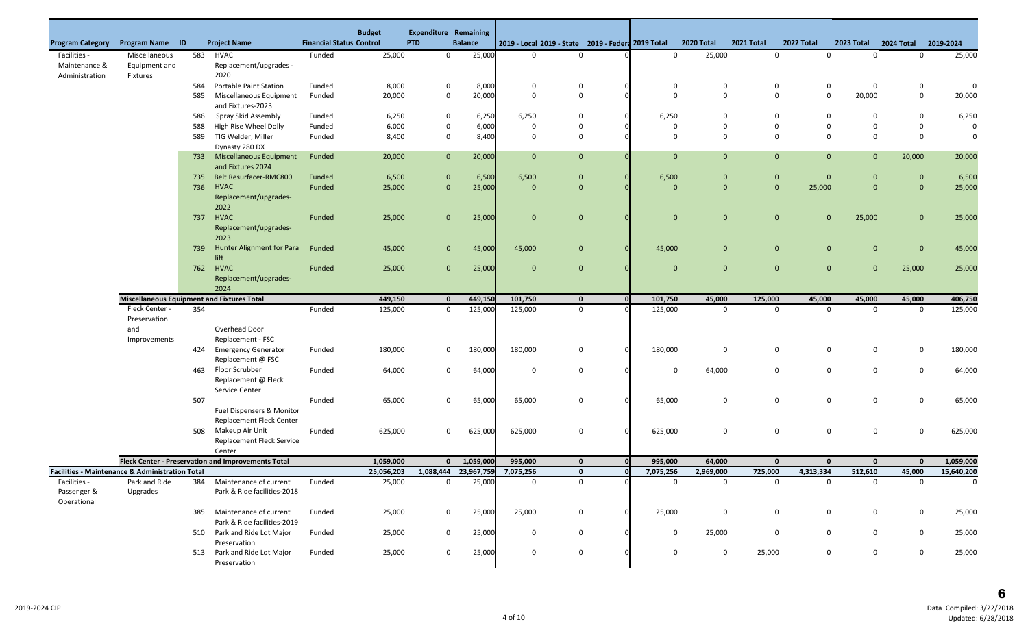| Program Category | Program Name | ID | Project Name | Financial Status Control | Budget | Expenditure PTD | Remaining Balance | 2019 - Local | 2019 - State | 2019 - Federal | 2019 Total | 2020 Total | 2021 Total | 2022 Total | 2023 Total | 2024 Total | 2019-2024 |
|---|---|---|---|---|---|---|---|---|---|---|---|---|---|---|---|---|---|
| Facilities - Maintenance & Administration | Miscellaneous Equipment and Fixtures | 583 | HVAC Replacement/upgrades - 2020 | Funded | 25,000 | 0 | 25,000 | 0 | 0 | 0 | 0 | 25,000 | 0 | 0 | 0 | 0 | 25,000 |
| | | 584 | Portable Paint Station | Funded | 8,000 | 0 | 8,000 | 0 | 0 | 0 | 0 | 0 | 0 | 0 | 0 | 0 | 0 |
| | | 585 | Miscellaneous Equipment and Fixtures-2023 | Funded | 20,000 | 0 | 20,000 | 0 | 0 | 0 | 0 | 0 | 0 | 0 | 20,000 | 0 | 20,000 |
| | | 586 | Spray Skid Assembly | Funded | 6,250 | 0 | 6,250 | 6,250 | 0 | 0 | 6,250 | 0 | 0 | 0 | 0 | 0 | 6,250 |
| | | 588 | High Rise Wheel Dolly | Funded | 6,000 | 0 | 6,000 | 0 | 0 | 0 | 0 | 0 | 0 | 0 | 0 | 0 | 0 |
| | | 589 | TIG Welder, Miller Dynasty 280 DX | Funded | 8,400 | 0 | 8,400 | 0 | 0 | 0 | 0 | 0 | 0 | 0 | 0 | 0 | 0 |
| | | 733 | Miscellaneous Equipment and Fixtures 2024 | Funded | 20,000 | 0 | 20,000 | 0 | 0 | 0 | 0 | 0 | 0 | 0 | 0 | 20,000 | 20,000 |
| | | 735 | Belt Resurfacer-RMC800 | Funded | 6,500 | 0 | 6,500 | 6,500 | 0 | 0 | 6,500 | 0 | 0 | 0 | 0 | 0 | 6,500 |
| | | 736 | HVAC Replacement/upgrades-2022 | Funded | 25,000 | 0 | 25,000 | 0 | 0 | 0 | 0 | 0 | 0 | 25,000 | 0 | 0 | 25,000 |
| | | 737 | HVAC Replacement/upgrades-2023 | Funded | 25,000 | 0 | 25,000 | 0 | 0 | 0 | 0 | 0 | 0 | 0 | 25,000 | 0 | 25,000 |
| | | 739 | Hunter Alignment for Para lift | Funded | 45,000 | 0 | 45,000 | 45,000 | 0 | 0 | 45,000 | 0 | 0 | 0 | 0 | 0 | 45,000 |
| | | 762 | HVAC Replacement/upgrades-2024 | Funded | 25,000 | 0 | 25,000 | 0 | 0 | 0 | 0 | 0 | 0 | 0 | 0 | 25,000 | 25,000 |
| | **Miscellaneous Equipment and Fixtures Total** | | | | **449,150** | **0** | **449,150** | **101,750** | **0** | **0** | **101,750** | **45,000** | **125,000** | **45,000** | **45,000** | **45,000** | **406,750** |
| | Fleck Center - Preservation and Improvements | 354 | Overhead Door Replacement - FSC | Funded | 125,000 | 0 | 125,000 | 125,000 | 0 | 0 | 125,000 | 0 | 0 | 0 | 0 | 0 | 125,000 |
| | | 424 | Emergency Generator Replacement @ FSC | Funded | 180,000 | 0 | 180,000 | 180,000 | 0 | 0 | 180,000 | 0 | 0 | 0 | 0 | 0 | 180,000 |
| | | 463 | Floor Scrubber Replacement @ Fleck Service Center | Funded | 64,000 | 0 | 64,000 | 0 | 0 | 0 | 0 | 64,000 | 0 | 0 | 0 | 0 | 64,000 |
| | | 507 | Fuel Dispensers & Monitor Replacement Fleck Center | Funded | 65,000 | 0 | 65,000 | 65,000 | 0 | 0 | 65,000 | 0 | 0 | 0 | 0 | 0 | 65,000 |
| | | 508 | Makeup Air Unit Replacement Fleck Service Center | Funded | 625,000 | 0 | 625,000 | 625,000 | 0 | 0 | 625,000 | 0 | 0 | 0 | 0 | 0 | 625,000 |
| | **Fleck Center - Preservation and Improvements Total** | | | | **1,059,000** | **0** | **1,059,000** | **995,000** | **0** | **0** | **995,000** | **64,000** | **0** | **0** | **0** | **0** | **1,059,000** |
| **Facilities - Maintenance & Administration Total** | | | | | **25,056,203** | **1,088,444** | **23,967,759** | **7,075,256** | **0** | **0** | **7,075,256** | **2,969,000** | **725,000** | **4,313,334** | **512,610** | **45,000** | **15,640,200** |
| Facilities - Passenger & Operational | Park and Ride Upgrades | 384 | Maintenance of current Park & Ride facilities-2018 | Funded | 25,000 | 0 | 25,000 | 0 | 0 | 0 | 0 | 0 | 0 | 0 | 0 | 0 | 0 |
| | | 385 | Maintenance of current Park & Ride facilities-2019 | Funded | 25,000 | 0 | 25,000 | 25,000 | 0 | 0 | 25,000 | 0 | 0 | 0 | 0 | 0 | 25,000 |
| | | 510 | Park and Ride Lot Major Preservation | Funded | 25,000 | 0 | 25,000 | 0 | 0 | 0 | 0 | 25,000 | 0 | 0 | 0 | 0 | 25,000 |
| | | 513 | Park and Ride Lot Major Preservation | Funded | 25,000 | 0 | 25,000 | 0 | 0 | 0 | 0 | 0 | 25,000 | 0 | 0 | 0 | 25,000 |

2019-2024 CIP

Data Compiled: 3/22/2018
Updated: 6/28/2018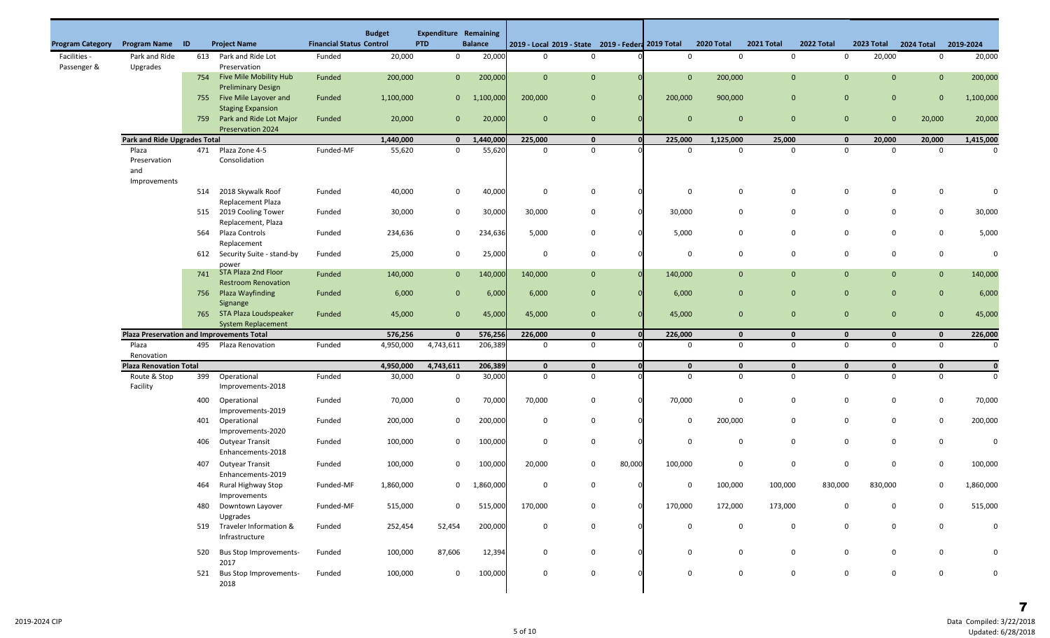| Program Category | Program Name | ID | Project Name | Financial Status | Budget Control | Expenditure PTD | Remaining Balance | 2019 - Local | 2019 - State | 2019 - Federal | 2019 Total | 2020 Total | 2021 Total | 2022 Total | 2023 Total | 2024 Total | 2019-2024 |
|---|---|---|---|---|---|---|---|---|---|---|---|---|---|---|---|---|---|
| Facilities - Passenger & | Park and Ride Upgrades | 613 | Park and Ride Lot Preservation | Funded | 20,000 | 0 | 20,000 | 0 | 0 | | 0 | 0 | 0 | 0 | 20,000 | 0 | 20,000 |
| | | 754 | Five Mile Mobility Hub Preliminary Design | Funded | 200,000 | 0 | 200,000 | 0 | 0 | 0 | 0 | 200,000 | 0 | 0 | 0 | 0 | 200,000 |
| | | 755 | Five Mile Layover and Staging Expansion | Funded | 1,100,000 | 0 | 1,100,000 | 200,000 | 0 | 0 | 200,000 | 900,000 | 0 | 0 | 0 | 0 | 1,100,000 |
| | | 759 | Park and Ride Lot Major Preservation 2024 | Funded | 20,000 | 0 | 20,000 | 0 | 0 | 0 | 0 | 0 | 0 | 0 | 0 | 20,000 | 20,000 |
| | **Park and Ride Upgrades Total** | | | | **1,440,000** | **0** | **1,440,000** | **225,000** | **0** | **0** | **225,000** | **1,125,000** | **25,000** | **0** | **20,000** | **20,000** | **1,415,000** |
| | Plaza Preservation and Improvements | 471 | Plaza Zone 4-5 Consolidation | Funded-MF | 55,620 | 0 | 55,620 | 0 | 0 | 0 | 0 | 0 | 0 | 0 | 0 | 0 | 0 |
| | | 514 | 2018 Skywalk Roof Replacement Plaza | Funded | 40,000 | 0 | 40,000 | 0 | 0 | 0 | 0 | 0 | 0 | 0 | 0 | 0 | 0 |
| | | 515 | 2019 Cooling Tower Replacement, Plaza | Funded | 30,000 | 0 | 30,000 | 30,000 | 0 | 0 | 30,000 | 0 | 0 | 0 | 0 | 0 | 30,000 |
| | | 564 | Plaza Controls Replacement | Funded | 234,636 | 0 | 234,636 | 5,000 | 0 | 0 | 5,000 | 0 | 0 | 0 | 0 | 0 | 5,000 |
| | | 612 | Security Suite - stand-by power | Funded | 25,000 | 0 | 25,000 | 0 | 0 | 0 | 0 | 0 | 0 | 0 | 0 | 0 | 0 |
| | | 741 | STA Plaza 2nd Floor Restroom Renovation | Funded | 140,000 | 0 | 140,000 | 140,000 | 0 | 0 | 140,000 | 0 | 0 | 0 | 0 | 0 | 140,000 |
| | | 756 | Plaza Wayfinding Signange | Funded | 6,000 | 0 | 6,000 | 6,000 | 0 | 0 | 6,000 | 0 | 0 | 0 | 0 | 0 | 6,000 |
| | | 765 | STA Plaza Loudspeaker System Replacement | Funded | 45,000 | 0 | 45,000 | 45,000 | 0 | 0 | 45,000 | 0 | 0 | 0 | 0 | 0 | 45,000 |
| | **Plaza Preservation and Improvements Total** | | | | **576,256** | **0** | **576,256** | **226,000** | **0** | **0** | **226,000** | **0** | **0** | **0** | **0** | **0** | **226,000** |
| | Plaza Renovation | 495 | Plaza Renovation | Funded | 4,950,000 | 4,743,611 | 206,389 | 0 | 0 | 0 | 0 | 0 | 0 | 0 | 0 | 0 | 0 |
| | **Plaza Renovation Total** | | | | **4,950,000** | **4,743,611** | **206,389** | **0** | **0** | **0** | **0** | **0** | **0** | **0** | **0** | **0** | **0** |
| | Route & Stop Facility | 399 | Operational Improvements-2018 | Funded | 30,000 | 0 | 30,000 | 0 | 0 | 0 | 0 | 0 | 0 | 0 | 0 | 0 | 0 |
| | | 400 | Operational Improvements-2019 | Funded | 70,000 | 0 | 70,000 | 70,000 | 0 | 0 | 70,000 | 0 | 0 | 0 | 0 | 0 | 70,000 |
| | | 401 | Operational Improvements-2020 | Funded | 200,000 | 0 | 200,000 | 0 | 0 | 0 | 0 | 200,000 | 0 | 0 | 0 | 0 | 200,000 |
| | | 406 | Outyear Transit Enhancements-2018 | Funded | 100,000 | 0 | 100,000 | 0 | 0 | 0 | 0 | 0 | 0 | 0 | 0 | 0 | 0 |
| | | 407 | Outyear Transit Enhancements-2019 | Funded | 100,000 | 0 | 100,000 | 20,000 | 0 | 80,000 | 100,000 | 0 | 0 | 0 | 0 | 0 | 100,000 |
| | | 464 | Rural Highway Stop Improvements | Funded-MF | 1,860,000 | 0 | 1,860,000 | 0 | 0 | 0 | 0 | 100,000 | 100,000 | 830,000 | 830,000 | 0 | 1,860,000 |
| | | 480 | Downtown Layover Upgrades | Funded-MF | 515,000 | 0 | 515,000 | 170,000 | 0 | 0 | 170,000 | 172,000 | 173,000 | 0 | 0 | 0 | 515,000 |
| | | 519 | Traveler Information & Infrastructure | Funded | 252,454 | 52,454 | 200,000 | 0 | 0 | 0 | 0 | 0 | 0 | 0 | 0 | 0 | 0 |
| | | 520 | Bus Stop Improvements-2017 | Funded | 100,000 | 87,606 | 12,394 | 0 | 0 | 0 | 0 | 0 | 0 | 0 | 0 | 0 | 0 |
| | | 521 | Bus Stop Improvements-2018 | Funded | 100,000 | 0 | 100,000 | 0 | 0 | 0 | 0 | 0 | 0 | 0 | 0 | 0 | 0 |

2019-2024 CIP

Data Compiled: 3/22/2018
Updated: 6/28/2018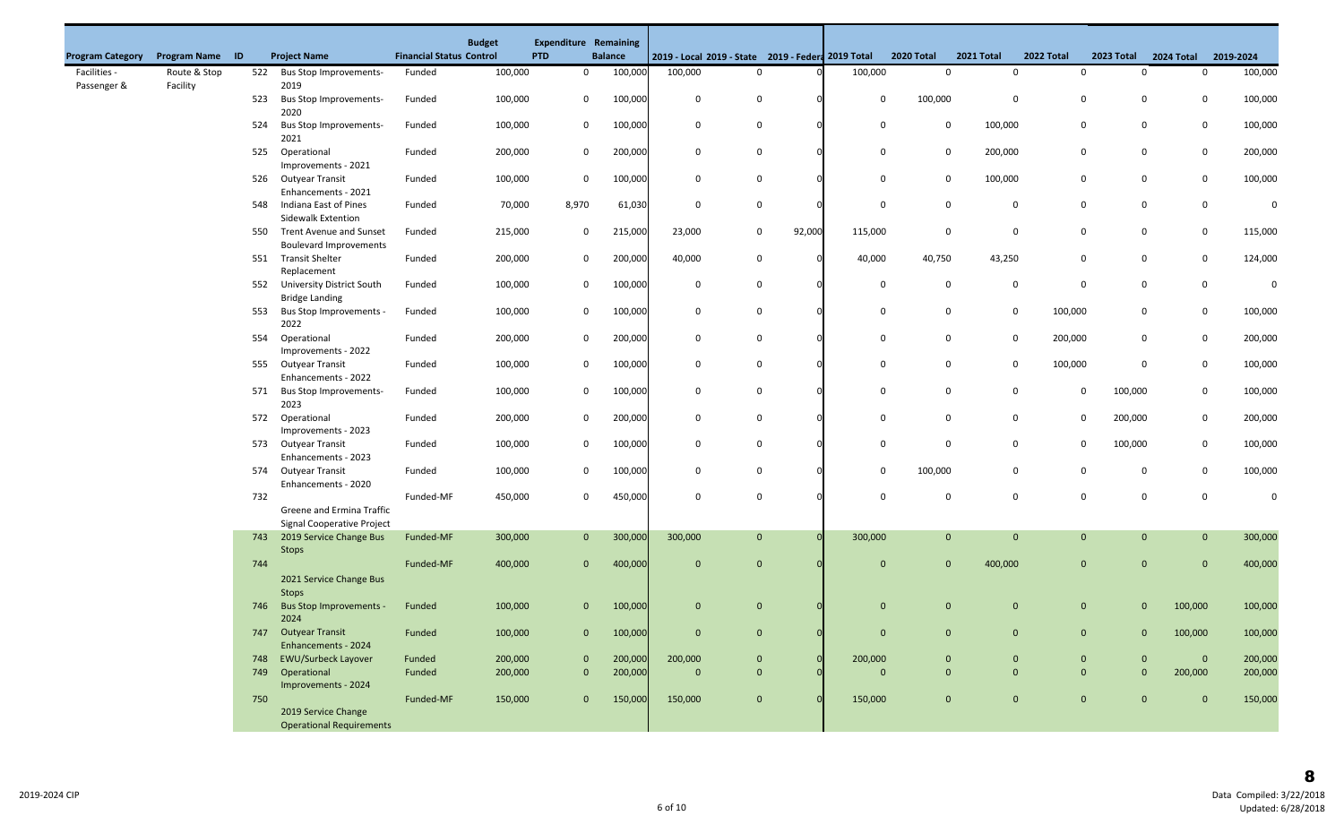| Program Category | Program Name | ID | Project Name | Financial Status Control | Budget | Expenditure PTD | Remaining Balance | 2019 - Local | 2019 - State | 2019 - Federal | 2019 Total | 2020 Total | 2021 Total | 2022 Total | 2023 Total | 2024 Total | 2019-2024 |
|---|---|---|---|---|---|---|---|---|---|---|---|---|---|---|---|---|---|
| Facilities - Passenger & | Route & Stop Facility | 522 | Bus Stop Improvements-2019 | Funded | 100,000 | 0 | 100,000 | 100,000 | 0 | 0 | 100,000 | 0 | 0 | 0 | 0 | 0 | 100,000 |
| | | 523 | Bus Stop Improvements-2020 | Funded | 100,000 | 0 | 100,000 | 0 | 0 | 0 | 0 | 100,000 | 0 | 0 | 0 | 0 | 100,000 |
| | | 524 | Bus Stop Improvements-2021 | Funded | 100,000 | 0 | 100,000 | 0 | 0 | 0 | 0 | 0 | 100,000 | 0 | 0 | 0 | 100,000 |
| | | 525 | Operational Improvements - 2021 | Funded | 200,000 | 0 | 200,000 | 0 | 0 | 0 | 0 | 0 | 200,000 | 0 | 0 | 0 | 200,000 |
| | | 526 | Outyear Transit Enhancements - 2021 | Funded | 100,000 | 0 | 100,000 | 0 | 0 | 0 | 0 | 0 | 100,000 | 0 | 0 | 0 | 100,000 |
| | | 548 | Indiana East of Pines Sidewalk Extention | Funded | 70,000 | 8,970 | 61,030 | 0 | 0 | 0 | 0 | 0 | 0 | 0 | 0 | 0 | 0 |
| | | 550 | Trent Avenue and Sunset Boulevard Improvements | Funded | 215,000 | 0 | 215,000 | 23,000 | 0 | 92,000 | 115,000 | 0 | 0 | 0 | 0 | 0 | 115,000 |
| | | 551 | Transit Shelter Replacement | Funded | 200,000 | 0 | 200,000 | 40,000 | 0 | 0 | 40,000 | 40,750 | 43,250 | 0 | 0 | 0 | 124,000 |
| | | 552 | University District South Bridge Landing | Funded | 100,000 | 0 | 100,000 | 0 | 0 | 0 | 0 | 0 | 0 | 0 | 0 | 0 | 0 |
| | | 553 | Bus Stop Improvements - 2022 | Funded | 100,000 | 0 | 100,000 | 0 | 0 | 0 | 0 | 0 | 0 | 100,000 | 0 | 0 | 100,000 |
| | | 554 | Operational Improvements - 2022 | Funded | 200,000 | 0 | 200,000 | 0 | 0 | 0 | 0 | 0 | 0 | 200,000 | 0 | 0 | 200,000 |
| | | 555 | Outyear Transit Enhancements - 2022 | Funded | 100,000 | 0 | 100,000 | 0 | 0 | 0 | 0 | 0 | 0 | 100,000 | 0 | 0 | 100,000 |
| | | 571 | Bus Stop Improvements-2023 | Funded | 100,000 | 0 | 100,000 | 0 | 0 | 0 | 0 | 0 | 0 | 0 | 100,000 | 0 | 100,000 |
| | | 572 | Operational Improvements - 2023 | Funded | 200,000 | 0 | 200,000 | 0 | 0 | 0 | 0 | 0 | 0 | 0 | 200,000 | 0 | 200,000 |
| | | 573 | Outyear Transit Enhancements - 2023 | Funded | 100,000 | 0 | 100,000 | 0 | 0 | 0 | 0 | 0 | 0 | 0 | 100,000 | 0 | 100,000 |
| | | 574 | Outyear Transit Enhancements - 2020 | Funded | 100,000 | 0 | 100,000 | 0 | 0 | 0 | 0 | 100,000 | 0 | 0 | 0 | 0 | 100,000 |
| | | 732 | Greene and Ermina Traffic Signal Cooperative Project | Funded-MF | 450,000 | 0 | 450,000 | 0 | 0 | 0 | 0 | 0 | 0 | 0 | 0 | 0 | 0 |
| | | 743 | 2019 Service Change Bus Stops | Funded-MF | 300,000 | 0 | 300,000 | 300,000 | 0 | 0 | 300,000 | 0 | 0 | 0 | 0 | 0 | 300,000 |
| | | 744 | 2021 Service Change Bus Stops | Funded-MF | 400,000 | 0 | 400,000 | 0 | 0 | 0 | 0 | 0 | 400,000 | 0 | 0 | 0 | 400,000 |
| | | 746 | Bus Stop Improvements - 2024 | Funded | 100,000 | 0 | 100,000 | 0 | 0 | 0 | 0 | 0 | 0 | 0 | 0 | 100,000 | 100,000 |
| | | 747 | Outyear Transit Enhancements - 2024 | Funded | 100,000 | 0 | 100,000 | 0 | 0 | 0 | 0 | 0 | 0 | 0 | 0 | 100,000 | 100,000 |
| | | 748 | EWU/Surbeck Layover | Funded | 200,000 | 0 | 200,000 | 200,000 | 0 | 0 | 200,000 | 0 | 0 | 0 | 0 | 0 | 200,000 |
| | | 749 | Operational Improvements - 2024 | Funded | 200,000 | 0 | 200,000 | 0 | 0 | 0 | 0 | 0 | 0 | 0 | 0 | 200,000 | 200,000 |
| | | 750 | 2019 Service Change Operational Requirements | Funded-MF | 150,000 | 0 | 150,000 | 150,000 | 0 | 0 | 150,000 | 0 | 0 | 0 | 0 | 0 | 150,000 |

2019-2024 CIP

Data Compiled: 3/22/2018
Updated: 6/28/2018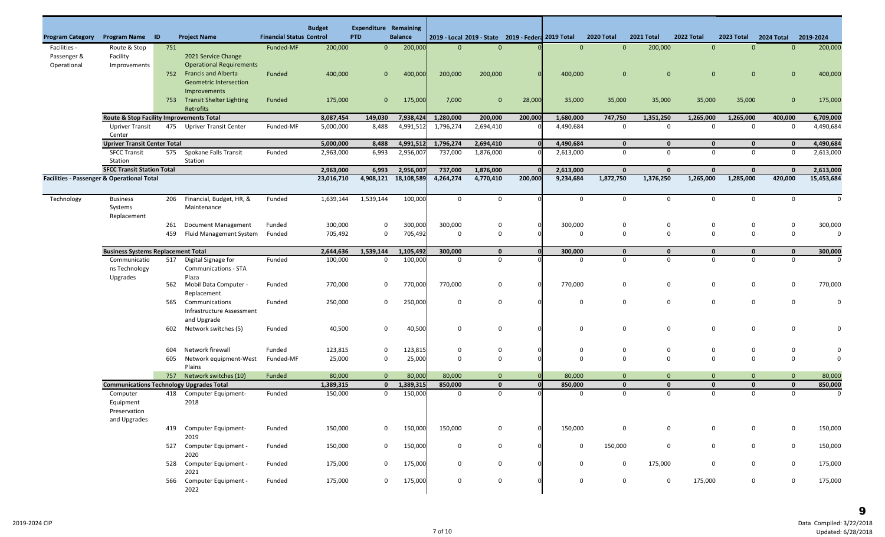| Program Category | Program Name | ID | Project Name | Financial Status Control | Budget | Expenditure PTD | Remaining Balance | 2019 - Local | 2019 - State | 2019 - Federal | 2019 Total | 2020 Total | 2021 Total | 2022 Total | 2023 Total | 2024 Total | 2019-2024 |
|---|---|---|---|---|---|---|---|---|---|---|---|---|---|---|---|---|---|
| Facilities - Passenger & Operational | Route & Stop Facility Improvements | 751 | 2021 Service Change Operational Requirements | Funded-MF | 200,000 | 0 | 200,000 | 0 | 0 | 0 | 0 | 0 | 200,000 | 0 | 0 | 0 | 200,000 |
| | | 752 | Francis and Alberta Geometric Intersection Improvements | Funded | 400,000 | 0 | 400,000 | 200,000 | 200,000 | 0 | 400,000 | 0 | 0 | 0 | 0 | 0 | 400,000 |
| | | 753 | Transit Shelter Lighting Retrofits | Funded | 175,000 | 0 | 175,000 | 7,000 | 0 | 28,000 | 35,000 | 35,000 | 35,000 | 35,000 | 35,000 | 0 | 175,000 |
| | **Route & Stop Facility Improvements Total** | | | | **8,087,454** | **149,030** | **7,938,424** | **1,280,000** | **200,000** | **200,000** | **1,680,000** | **747,750** | **1,351,250** | **1,265,000** | **1,265,000** | **400,000** | **6,709,000** |
| | Upriver Transit Center | 475 | Upriver Transit Center | Funded-MF | 5,000,000 | 8,488 | 4,991,512 | 1,796,274 | 2,694,410 | 0 | 4,490,684 | 0 | 0 | 0 | 0 | 0 | 4,490,684 |
| | **Upriver Transit Center Total** | | | | **5,000,000** | **8,488** | **4,991,512** | **1,796,274** | **2,694,410** | **0** | **4,490,684** | **0** | **0** | **0** | **0** | **0** | **4,490,684** |
| | SFCC Transit Station | 575 | Spokane Falls Transit Station | Funded | 2,963,000 | 6,993 | 2,956,007 | 737,000 | 1,876,000 | 0 | 2,613,000 | 0 | 0 | 0 | 0 | 0 | 2,613,000 |
| | **SFCC Transit Station Total** | | | | **2,963,000** | **6,993** | **2,956,007** | **737,000** | **1,876,000** | **0** | **2,613,000** | **0** | **0** | **0** | **0** | **0** | **2,613,000** |
| **Facilities - Passenger & Operational Total** | | | | | **23,016,710** | **4,908,121** | **18,108,589** | **4,264,274** | **4,770,410** | **200,000** | **9,234,684** | **1,872,750** | **1,376,250** | **1,265,000** | **1,285,000** | **420,000** | **15,453,684** |
| Technology | Business Systems Replacement | 206 | Financial, Budget, HR, & Maintenance | Funded | 1,639,144 | 1,539,144 | 100,000 | 0 | 0 | 0 | 0 | 0 | 0 | 0 | 0 | 0 | 0 |
| | | 261 | Document Management | Funded | 300,000 | 0 | 300,000 | 300,000 | 0 | 0 | 300,000 | 0 | 0 | 0 | 0 | 0 | 300,000 |
| | | 459 | Fluid Management System | Funded | 705,492 | 0 | 705,492 | 0 | 0 | 0 | 0 | 0 | 0 | 0 | 0 | 0 | 0 |
| | **Business Systems Replacement Total** | | | | **2,644,636** | **1,539,144** | **1,105,492** | **300,000** | **0** | **0** | **300,000** | **0** | **0** | **0** | **0** | **0** | **300,000** |
| | Communications Technology Upgrades | 517 | Digital Signage for Communications - STA Plaza | Funded | 100,000 | 0 | 100,000 | 0 | 0 | 0 | 0 | 0 | 0 | 0 | 0 | 0 | 0 |
| | | 562 | Mobil Data Computer - Replacement | Funded | 770,000 | 0 | 770,000 | 770,000 | 0 | 0 | 770,000 | 0 | 0 | 0 | 0 | 0 | 770,000 |
| | | 565 | Communications Infrastructure Assessment and Upgrade | Funded | 250,000 | 0 | 250,000 | 0 | 0 | 0 | 0 | 0 | 0 | 0 | 0 | 0 | 0 |
| | | 602 | Network switches (5) | Funded | 40,500 | 0 | 40,500 | 0 | 0 | 0 | 0 | 0 | 0 | 0 | 0 | 0 | 0 |
| | | 604 | Network firewall | Funded | 123,815 | 0 | 123,815 | 0 | 0 | 0 | 0 | 0 | 0 | 0 | 0 | 0 | 0 |
| | | 605 | Network equipment-West Plains | Funded-MF | 25,000 | 0 | 25,000 | 0 | 0 | 0 | 0 | 0 | 0 | 0 | 0 | 0 | 0 |
| | | 757 | Network switches (10) | Funded | 80,000 | 0 | 80,000 | 80,000 | 0 | 0 | 80,000 | 0 | 0 | 0 | 0 | 0 | 80,000 |
| | **Communications Technology Upgrades Total** | | | | **1,389,315** | **0** | **1,389,315** | **850,000** | **0** | **0** | **850,000** | **0** | **0** | **0** | **0** | **0** | **850,000** |
| | Computer Equipment Preservation and Upgrades | 418 | Computer Equipment-2018 | Funded | 150,000 | 0 | 150,000 | 0 | 0 | 0 | 0 | 0 | 0 | 0 | 0 | 0 | 0 |
| | | 419 | Computer Equipment-2019 | Funded | 150,000 | 0 | 150,000 | 150,000 | 0 | 0 | 150,000 | 0 | 0 | 0 | 0 | 0 | 150,000 |
| | | 527 | Computer Equipment - 2020 | Funded | 150,000 | 0 | 150,000 | 0 | 0 | 0 | 0 | 150,000 | 0 | 0 | 0 | 0 | 150,000 |
| | | 528 | Computer Equipment - 2021 | Funded | 175,000 | 0 | 175,000 | 0 | 0 | 0 | 0 | 0 | 175,000 | 0 | 0 | 0 | 175,000 |
| | | 566 | Computer Equipment - 2022 | Funded | 175,000 | 0 | 175,000 | 0 | 0 | 0 | 0 | 0 | 0 | 175,000 | 0 | 0 | 175,000 |

2019-2024 CIP

Data Compiled: 3/22/2018
Updated: 6/28/2018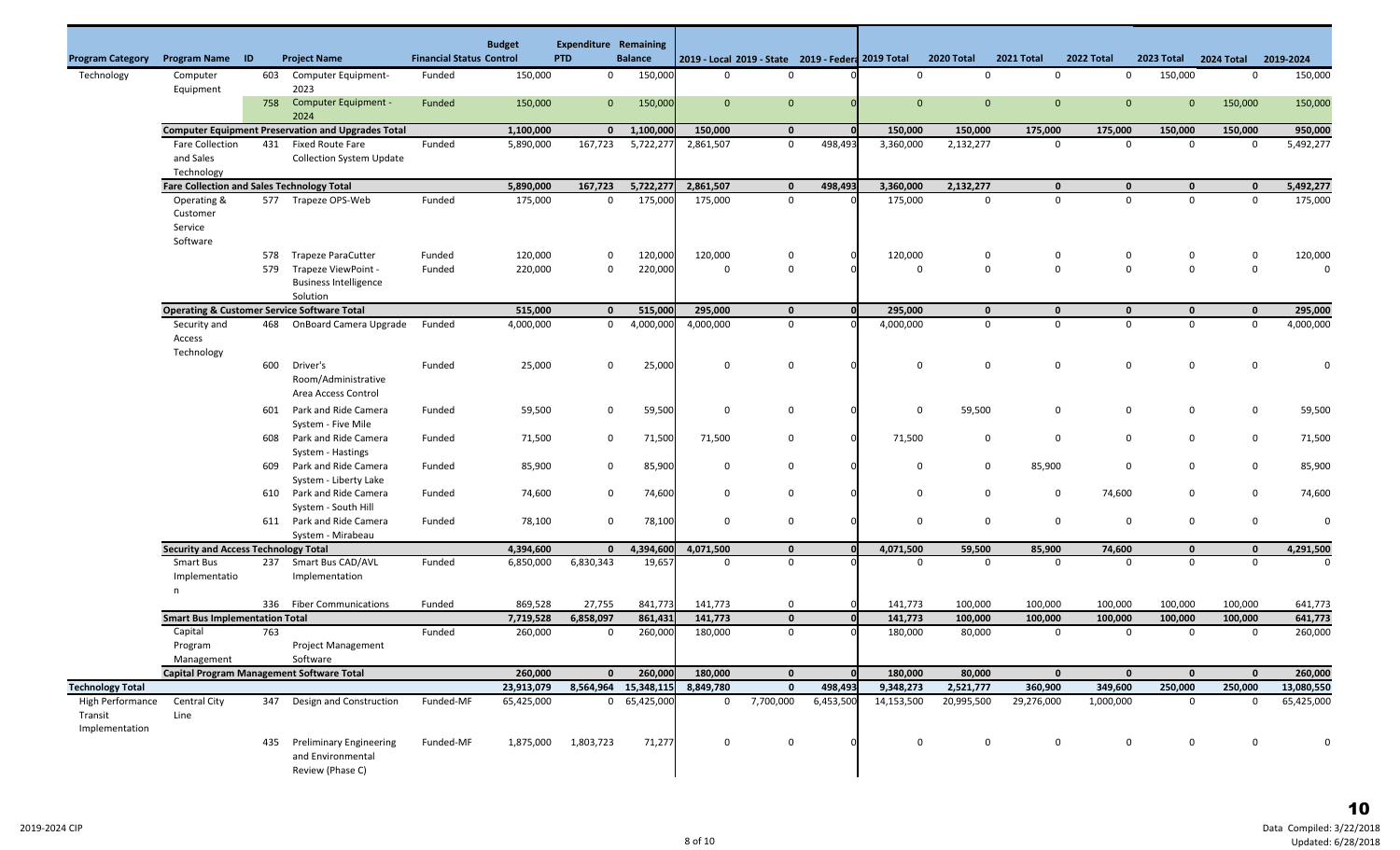| Program Category | Program Name | ID | Project Name | Financial Status | Budget Control | Expenditure PTD | Remaining Balance | 2019 - Local | 2019 - State | 2019 - Federal | 2019 Total | 2020 Total | 2021 Total | 2022 Total | 2023 Total | 2024 Total | 2019-2024 |
|---|---|---|---|---|---|---|---|---|---|---|---|---|---|---|---|---|---|
| Technology | Computer Equipment | 603 | Computer Equipment-2023 | Funded | 150,000 | 0 | 150,000 | 0 | 0 | 0 | 0 | 0 | 0 | 0 | 150,000 | 0 | 150,000 |
| | | 758 | Computer Equipment - 2024 | Funded | 150,000 | 0 | 150,000 | 0 | 0 | 0 | 0 | 0 | 0 | 0 | 0 | 150,000 | 150,000 |
| | **Computer Equipment Preservation and Upgrades Total** | | | | **1,100,000** | **0** | **1,100,000** | **150,000** | **0** | **0** | **150,000** | **150,000** | **175,000** | **175,000** | **150,000** | **150,000** | **950,000** |
| | Fare Collection and Sales Technology | 431 | Fixed Route Fare Collection System Update | Funded | 5,890,000 | 167,723 | 5,722,277 | 2,861,507 | 0 | 498,493 | 3,360,000 | 2,132,277 | 0 | 0 | 0 | 0 | 5,492,277 |
| | **Fare Collection and Sales Technology Total** | | | | **5,890,000** | **167,723** | **5,722,277** | **2,861,507** | **0** | **498,493** | **3,360,000** | **2,132,277** | **0** | **0** | **0** | **0** | **5,492,277** |
| | Operating & Customer Service Software | 577 | Trapeze OPS-Web | Funded | 175,000 | 0 | 175,000 | 175,000 | 0 | 0 | 175,000 | 0 | 0 | 0 | 0 | 0 | 175,000 |
| | | 578 | Trapeze ParaCutter | Funded | 120,000 | 0 | 120,000 | 120,000 | 0 | 0 | 120,000 | 0 | 0 | 0 | 0 | 0 | 120,000 |
| | | 579 | Trapeze ViewPoint - Business Intelligence Solution | Funded | 220,000 | 0 | 220,000 | 0 | 0 | 0 | 0 | 0 | 0 | 0 | 0 | 0 | 0 |
| | **Operating & Customer Service Software Total** | | | | **515,000** | **0** | **515,000** | **295,000** | **0** | **0** | **295,000** | **0** | **0** | **0** | **0** | **0** | **295,000** |
| | Security and Access Technology | 468 | OnBoard Camera Upgrade | Funded | 4,000,000 | 0 | 4,000,000 | 4,000,000 | 0 | 0 | 4,000,000 | 0 | 0 | 0 | 0 | 0 | 4,000,000 |
| | | 600 | Driver's Room/Administrative Area Access Control | Funded | 25,000 | 0 | 25,000 | 0 | 0 | 0 | 0 | 0 | 0 | 0 | 0 | 0 | 0 |
| | | 601 | Park and Ride Camera System - Five Mile | Funded | 59,500 | 0 | 59,500 | 0 | 0 | 0 | 0 | 59,500 | 0 | 0 | 0 | 0 | 59,500 |
| | | 608 | Park and Ride Camera System - Hastings | Funded | 71,500 | 0 | 71,500 | 71,500 | 0 | 0 | 71,500 | 0 | 0 | 0 | 0 | 0 | 71,500 |
| | | 609 | Park and Ride Camera System - Liberty Lake | Funded | 85,900 | 0 | 85,900 | 0 | 0 | 0 | 0 | 0 | 85,900 | 0 | 0 | 0 | 85,900 |
| | | 610 | Park and Ride Camera System - South Hill | Funded | 74,600 | 0 | 74,600 | 0 | 0 | 0 | 0 | 0 | 0 | 74,600 | 0 | 0 | 74,600 |
| | | 611 | Park and Ride Camera System - Mirabeau | Funded | 78,100 | 0 | 78,100 | 0 | 0 | 0 | 0 | 0 | 0 | 0 | 0 | 0 | 0 |
| | **Security and Access Technology Total** | | | | **4,394,600** | **0** | **4,394,600** | **4,071,500** | **0** | **0** | **4,071,500** | **59,500** | **85,900** | **74,600** | **0** | **0** | **4,291,500** |
| | Smart Bus Implementation | 237 | Smart Bus CAD/AVL Implementation | Funded | 6,850,000 | 6,830,343 | 19,657 | 0 | 0 | 0 | 0 | 0 | 0 | 0 | 0 | 0 | 0 |
| | | 336 | Fiber Communications | Funded | 869,528 | 27,755 | 841,773 | 141,773 | 0 | 0 | 141,773 | 100,000 | 100,000 | 100,000 | 100,000 | 100,000 | 641,773 |
| | **Smart Bus Implementation Total** | | | | **7,719,528** | **6,858,097** | **861,431** | **141,773** | **0** | **0** | **141,773** | **100,000** | **100,000** | **100,000** | **100,000** | **100,000** | **641,773** |
| | Capital Program Management | 763 | Project Management Software | Funded | 260,000 | 0 | 260,000 | 180,000 | 0 | 0 | 180,000 | 80,000 | 0 | 0 | 0 | 0 | 260,000 |
| | **Capital Program Management Software Total** | | | | **260,000** | **0** | **260,000** | **180,000** | **0** | **0** | **180,000** | **80,000** | **0** | **0** | **0** | **0** | **260,000** |
| **Technology Total** | | | | | **23,913,079** | **8,564,964** | **15,348,115** | **8,849,780** | **0** | **498,493** | **9,348,273** | **2,521,777** | **360,900** | **349,600** | **250,000** | **250,000** | **13,080,550** |
| High Performance Transit Implementation | Central City Line | 347 | Design and Construction | Funded-MF | 65,425,000 | 0 | 65,425,000 | 0 | 7,700,000 | 6,453,500 | 14,153,500 | 20,995,500 | 29,276,000 | 1,000,000 | 0 | 0 | 65,425,000 |
| | | 435 | Preliminary Engineering and Environmental Review (Phase C) | Funded-MF | 1,875,000 | 1,803,723 | 71,277 | 0 | 0 | 0 | 0 | 0 | 0 | 0 | 0 | 0 | 0 |

10

Data Compiled: 3/22/2018
Updated: 6/28/2018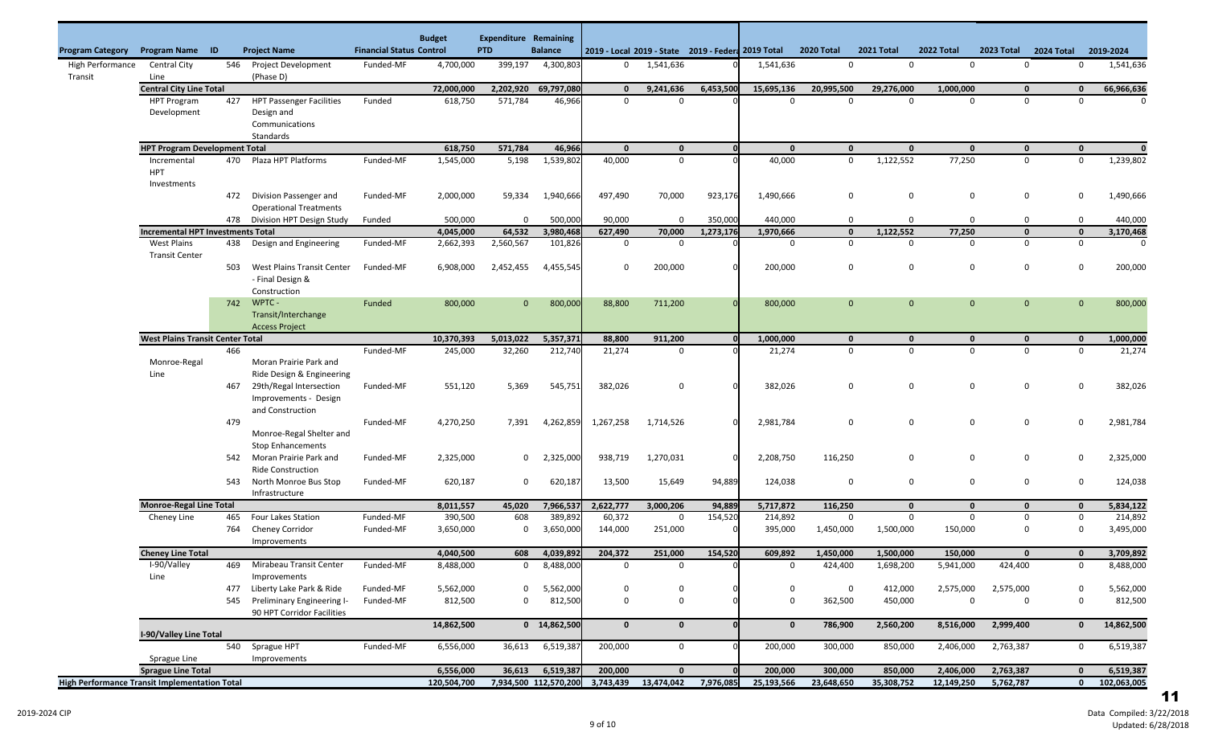| Program Category | Program Name | ID | Project Name | Financial Status Control | Budget | Expenditure PTD | Remaining Balance | 2019 - Local | 2019 - State | 2019 - Federal | 2019 Total | 2020 Total | 2021 Total | 2022 Total | 2023 Total | 2024 Total | 2019-2024 |
|---|---|---|---|---|---|---|---|---|---|---|---|---|---|---|---|---|---|
| High Performance Transit | Central City Line | 546 | Project Development (Phase D) | Funded-MF | 4,700,000 | 399,197 | 4,300,803 | 0 | 1,541,636 | 0 | 1,541,636 | 0 | 0 | 0 | 0 | 0 | 1,541,636 |
| | **Central City Line Total** | | | | **72,000,000** | **2,202,920** | **69,797,080** | **0** | **9,241,636** | **6,453,500** | **15,695,136** | **20,995,500** | **29,276,000** | **1,000,000** | **0** | **0** | **66,966,636** |
| | HPT Program Development | 427 | HPT Passenger Facilities Design and Communications Standards | Funded | 618,750 | 571,784 | 46,966 | 0 | 0 | 0 | 0 | 0 | 0 | 0 | 0 | 0 | 0 |
| | **HPT Program Development Total** | | | | **618,750** | **571,784** | **46,966** | **0** | **0** | **0** | **0** | **0** | **0** | **0** | **0** | **0** | **0** |
| | Incremental HPT Investments | 470 | Plaza HPT Platforms | Funded-MF | 1,545,000 | 5,198 | 1,539,802 | 40,000 | 0 | 0 | 40,000 | 0 | 1,122,552 | 77,250 | 0 | 0 | 1,239,802 |
| | | 472 | Division Passenger and Operational Treatments | Funded-MF | 2,000,000 | 59,334 | 1,940,666 | 497,490 | 70,000 | 923,176 | 1,490,666 | 0 | 0 | 0 | 0 | 0 | 1,490,666 |
| | | 478 | Division HPT Design Study | Funded | 500,000 | 0 | 500,000 | 90,000 | 0 | 350,000 | 440,000 | 0 | 0 | 0 | 0 | 0 | 440,000 |
| | **Incremental HPT Investments Total** | | | | **4,045,000** | **64,532** | **3,980,468** | **627,490** | **70,000** | **1,273,176** | **1,970,666** | **0** | **1,122,552** | **77,250** | **0** | **0** | **3,170,468** |
| | West Plains Transit Center | 438 | Design and Engineering | Funded-MF | 2,662,393 | 2,560,567 | 101,826 | 0 | 0 | 0 | 0 | 0 | 0 | 0 | 0 | 0 | 0 |
| | | 503 | West Plains Transit Center - Final Design & Construction | Funded-MF | 6,908,000 | 2,452,455 | 4,455,545 | 0 | 200,000 | 0 | 200,000 | 0 | 0 | 0 | 0 | 0 | 200,000 |
| | | 742 | WPTC - Transit/Interchange Access Project | Funded | 800,000 | 0 | 800,000 | 88,800 | 711,200 | 0 | 800,000 | 0 | 0 | 0 | 0 | 0 | 800,000 |
| | **West Plains Transit Center Total** | | | | **10,370,393** | **5,013,022** | **5,357,371** | **88,800** | **911,200** | **0** | **1,000,000** | **0** | **0** | **0** | **0** | **0** | **1,000,000** |
| | Monroe-Regal Line | 466 | Moran Prairie Park and Ride Design & Engineering | Funded-MF | 245,000 | 32,260 | 212,740 | 21,274 | 0 | 0 | 21,274 | 0 | 0 | 0 | 0 | 0 | 21,274 |
| | | 467 | 29th/Regal Intersection Improvements - Design and Construction | Funded-MF | 551,120 | 5,369 | 545,751 | 382,026 | 0 | 0 | 382,026 | 0 | 0 | 0 | 0 | 0 | 382,026 |
| | | 479 | Monroe-Regal Shelter and Stop Enhancements | Funded-MF | 4,270,250 | 7,391 | 4,262,859 | 1,267,258 | 1,714,526 | 0 | 2,981,784 | 0 | 0 | 0 | 0 | 0 | 2,981,784 |
| | | 542 | Moran Prairie Park and Ride Construction | Funded-MF | 2,325,000 | 0 | 2,325,000 | 938,719 | 1,270,031 | 0 | 2,208,750 | 116,250 | 0 | 0 | 0 | 0 | 2,325,000 |
| | | 543 | North Monroe Bus Stop Infrastructure | Funded-MF | 620,187 | 0 | 620,187 | 13,500 | 15,649 | 94,889 | 124,038 | 0 | 0 | 0 | 0 | 0 | 124,038 |
| | **Monroe-Regal Line Total** | | | | **8,011,557** | **45,020** | **7,966,537** | **2,622,777** | **3,000,206** | **94,889** | **5,717,872** | **116,250** | **0** | **0** | **0** | **0** | **5,834,122** |
| | Cheney Line | 465 | Four Lakes Station | Funded-MF | 390,500 | 608 | 389,892 | 60,372 | 0 | 154,520 | 214,892 | 0 | 0 | 0 | 0 | 0 | 214,892 |
| | | 764 | Cheney Corridor Improvements | Funded-MF | 3,650,000 | 0 | 3,650,000 | 144,000 | 251,000 | 0 | 395,000 | 1,450,000 | 1,500,000 | 150,000 | 0 | 0 | 3,495,000 |
| | **Cheney Line Total** | | | | **4,040,500** | **608** | **4,039,892** | **204,372** | **251,000** | **154,520** | **609,892** | **1,450,000** | **1,500,000** | **150,000** | **0** | **0** | **3,709,892** |
| | I-90/Valley Line | 469 | Mirabeau Transit Center Improvements | Funded-MF | 8,488,000 | 0 | 8,488,000 | 0 | 0 | 0 | 0 | 424,400 | 1,698,200 | 5,941,000 | 424,400 | 0 | 8,488,000 |
| | | 477 | Liberty Lake Park & Ride | Funded-MF | 5,562,000 | 0 | 5,562,000 | 0 | 0 | 0 | 0 | 0 | 412,000 | 2,575,000 | 2,575,000 | 0 | 5,562,000 |
| | | 545 | Preliminary Engineering I-90 HPT Corridor Facilities | Funded-MF | 812,500 | 0 | 812,500 | 0 | 0 | 0 | 0 | 362,500 | 450,000 | 0 | 0 | 0 | 812,500 |
| | **I-90/Valley Line Total** | | | | **14,862,500** | **0** | **14,862,500** | **0** | **0** | **0** | **0** | **786,900** | **2,560,200** | **8,516,000** | **2,999,400** | **0** | **14,862,500** |
| | Sprague Line | 540 | Sprague HPT Improvements | Funded-MF | 6,556,000 | 36,613 | 6,519,387 | 200,000 | 0 | 0 | 200,000 | 300,000 | 850,000 | 2,406,000 | 2,763,387 | 0 | 6,519,387 |
| | **Sprague Line Total** | | | | **6,556,000** | **36,613** | **6,519,387** | **200,000** | **0** | **0** | **200,000** | **300,000** | **850,000** | **2,406,000** | **2,763,387** | **0** | **6,519,387** |
| **High Performance Transit Implementation Total** | | | | | **120,504,700** | **7,934,500** | **112,570,200** | **3,743,439** | **13,474,042** | **7,976,085** | **25,193,566** | **23,648,650** | **35,308,752** | **12,149,250** | **5,762,787** | **0** | **102,063,005** |

2019-2024 CIP

Data Compiled: 3/22/2018
Updated: 6/28/2018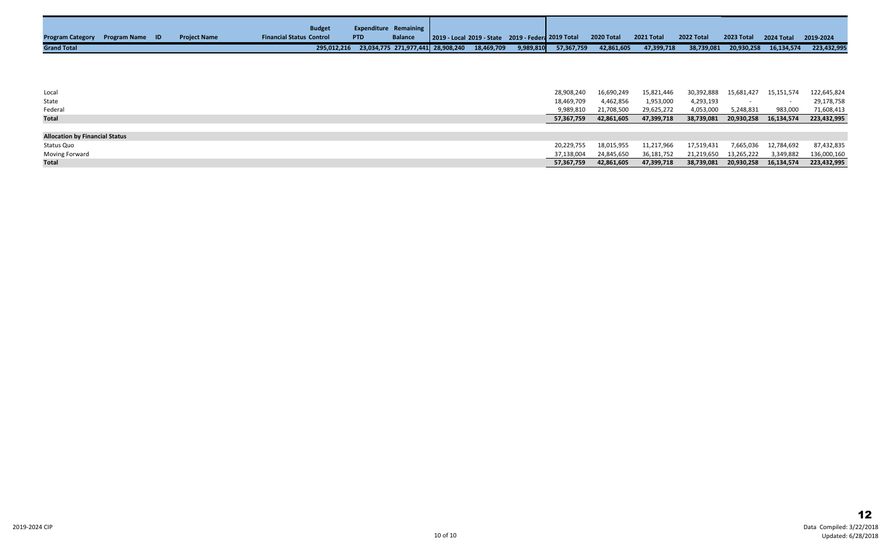| Program Category | Program Name | ID | Project Name | Financial Status | Control | Budget | Expenditure PTD | Remaining Balance | 2019 - Local | 2019 - State | 2019 - Federal | 2019 Total | 2020 Total | 2021 Total | 2022 Total | 2023 Total | 2024 Total | 2019-2024 |
|---|---|---|---|---|---|---|---|---|---|---|---|---|---|---|---|---|---|---|
| **Grand Total** | | | | | | 295,012,216 | 23,034,775 | 271,977,441 | 28,908,240 | 18,469,709 | 9,989,810 | 57,367,759 | 42,861,605 | 47,399,718 | 38,739,081 | 20,930,258 | 16,134,574 | 223,432,995 |

| | 2019 Total | 2020 Total | 2021 Total | 2022 Total | 2023 Total | 2024 Total | 2019-2024 |
|---|---|---|---|---|---|---|---|
| Local | 28,908,240 | 16,690,249 | 15,821,446 | 30,392,888 | 15,681,427 | 15,151,574 | 122,645,824 |
| State | 18,469,709 | 4,462,856 | 1,953,000 | 4,293,193 | - | - | 29,178,758 |
| Federal | 9,989,810 | 21,708,500 | 29,625,272 | 4,053,000 | 5,248,831 | 983,000 | 71,608,413 |
| **Total** | 57,367,759 | 42,861,605 | 47,399,718 | 38,739,081 | 20,930,258 | 16,134,574 | 223,432,995 |
| **Allocation by Financial Status** | | | | | | | |
| Status Quo | 20,229,755 | 18,015,955 | 11,217,966 | 17,519,431 | 7,665,036 | 12,784,692 | 87,432,835 |
| Moving Forward | 37,138,004 | 24,845,650 | 36,181,752 | 21,219,650 | 13,265,222 | 3,349,882 | 136,000,160 |
| **Total** | 57,367,759 | 42,861,605 | 47,399,718 | 38,739,081 | 20,930,258 | 16,134,574 | 223,432,995 |

2019-2024 CIP

Data Compiled: 3/22/2018
Updated: 6/28/2018